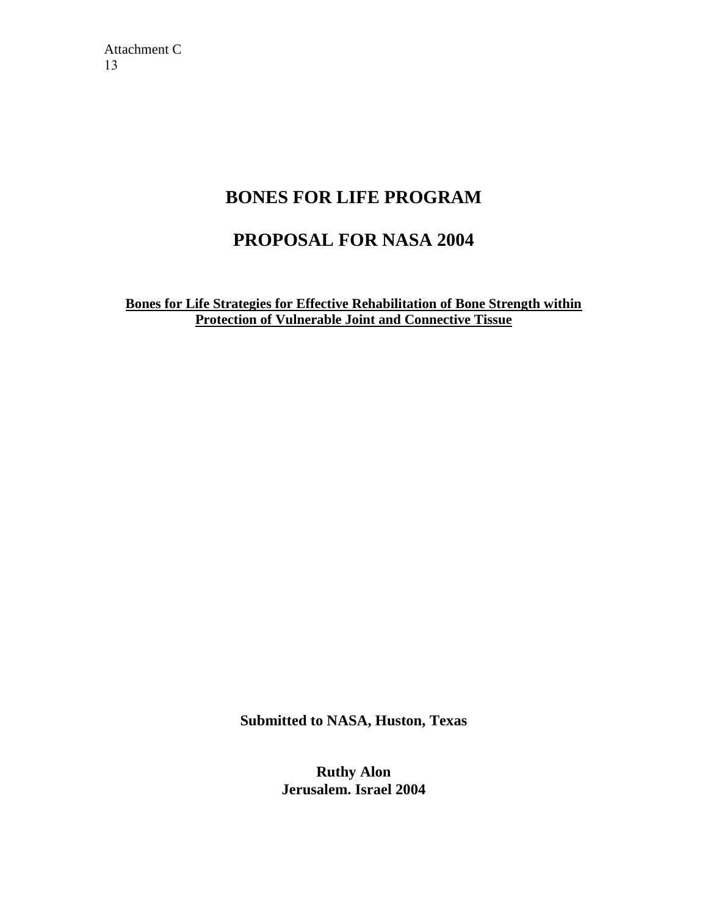Attachment C
13

# BONES FOR LIFE PROGRAM

# PROPOSAL FOR NASA 2004

**Bones for Life Strategies for Effective Rehabilitation of Bone Strength within Protection of Vulnerable Joint and Connective Tissue**

**Submitted to NASA, Huston, Texas**

**Ruthy Alon**
**Jerusalem. Israel 2004**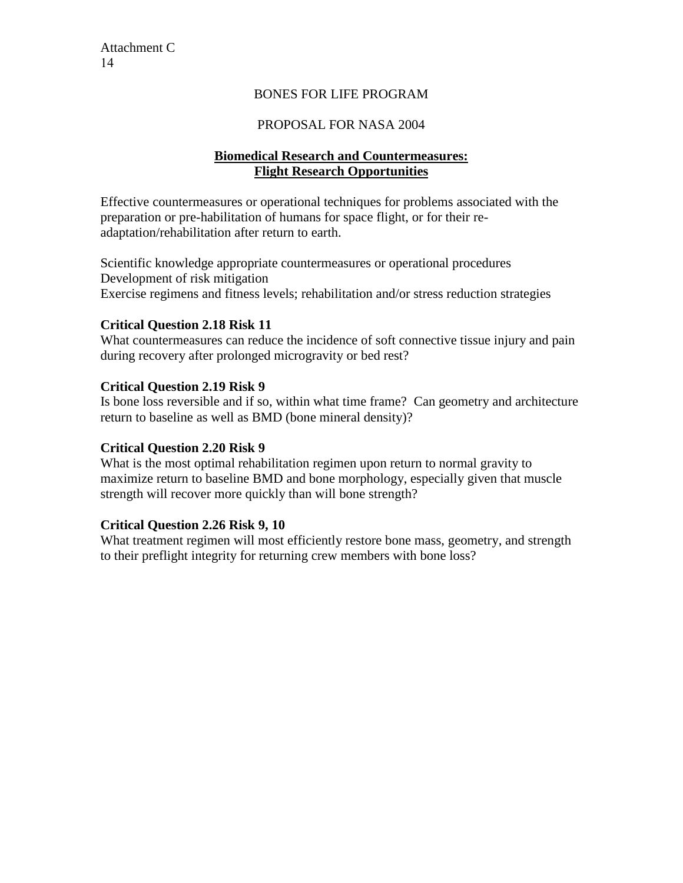Attachment C

BONES FOR LIFE PROGRAM

PROPOSAL FOR NASA 2004

## **Biomedical Research and Countermeasures: Flight Research Opportunities**

Effective countermeasures or operational techniques for problems associated with the preparation or pre-habilitation of humans for space flight, or for their re-adaptation/rehabilitation after return to earth.

Scientific knowledge appropriate countermeasures or operational procedures
Development of risk mitigation
Exercise regimens and fitness levels; rehabilitation and/or stress reduction strategies

**Critical Question 2.18 Risk 11**
What countermeasures can reduce the incidence of soft connective tissue injury and pain during recovery after prolonged microgravity or bed rest?

**Critical Question 2.19 Risk 9**
Is bone loss reversible and if so, within what time frame? Can geometry and architecture return to baseline as well as BMD (bone mineral density)?

**Critical Question 2.20 Risk 9**
What is the most optimal rehabilitation regimen upon return to normal gravity to maximize return to baseline BMD and bone morphology, especially given that muscle strength will recover more quickly than will bone strength?

**Critical Question 2.26 Risk 9, 10**
What treatment regimen will most efficiently restore bone mass, geometry, and strength to their preflight integrity for returning crew members with bone loss?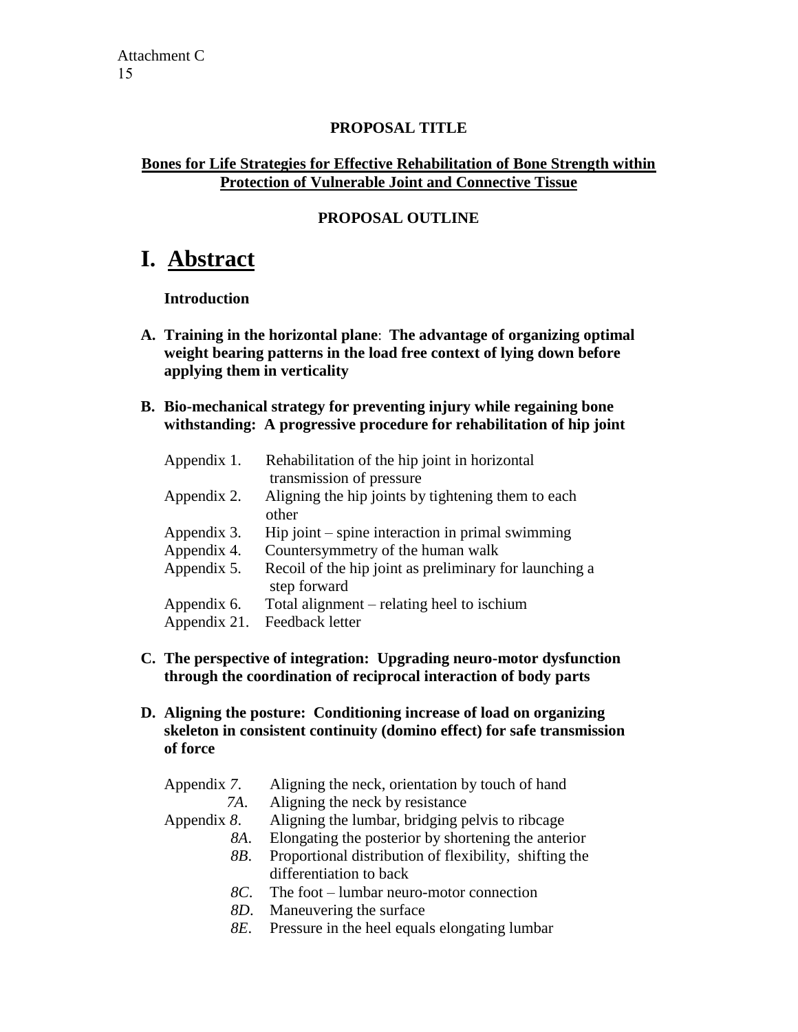Attachment C
15

**PROPOSAL TITLE**

**Bones for Life Strategies for Effective Rehabilitation of Bone Strength within Protection of Vulnerable Joint and Connective Tissue**

**PROPOSAL OUTLINE**

# I. Abstract

**Introduction**

**A. Training in the horizontal plane**: **The advantage of organizing optimal weight bearing patterns in the load free context of lying down before applying them in verticality**

**B. Bio-mechanical strategy for preventing injury while regaining bone withstanding: A progressive procedure for rehabilitation of hip joint**

- Appendix 1. Rehabilitation of the hip joint in horizontal transmission of pressure
- Appendix 2. Aligning the hip joints by tightening them to each other
- Appendix 3. Hip joint – spine interaction in primal swimming
- Appendix 4. Countersymmetry of the human walk
- Appendix 5. Recoil of the hip joint as preliminary for launching a step forward
- Appendix 6. Total alignment – relating heel to ischium
- Appendix 21. Feedback letter

**C. The perspective of integration: Upgrading neuro-motor dysfunction through the coordination of reciprocal interaction of body parts**

**D. Aligning the posture: Conditioning increase of load on organizing skeleton in consistent continuity (domino effect) for safe transmission of force**

- Appendix *7*. Aligning the neck, orientation by touch of hand
  - *7A*. Aligning the neck by resistance
- Appendix *8*. Aligning the lumbar, bridging pelvis to ribcage
  - *8A*. Elongating the posterior by shortening the anterior
  - *8B*. Proportional distribution of flexibility, shifting the differentiation to back
  - *8C*. The foot – lumbar neuro-motor connection
  - *8D*. Maneuvering the surface
  - *8E*. Pressure in the heel equals elongating lumbar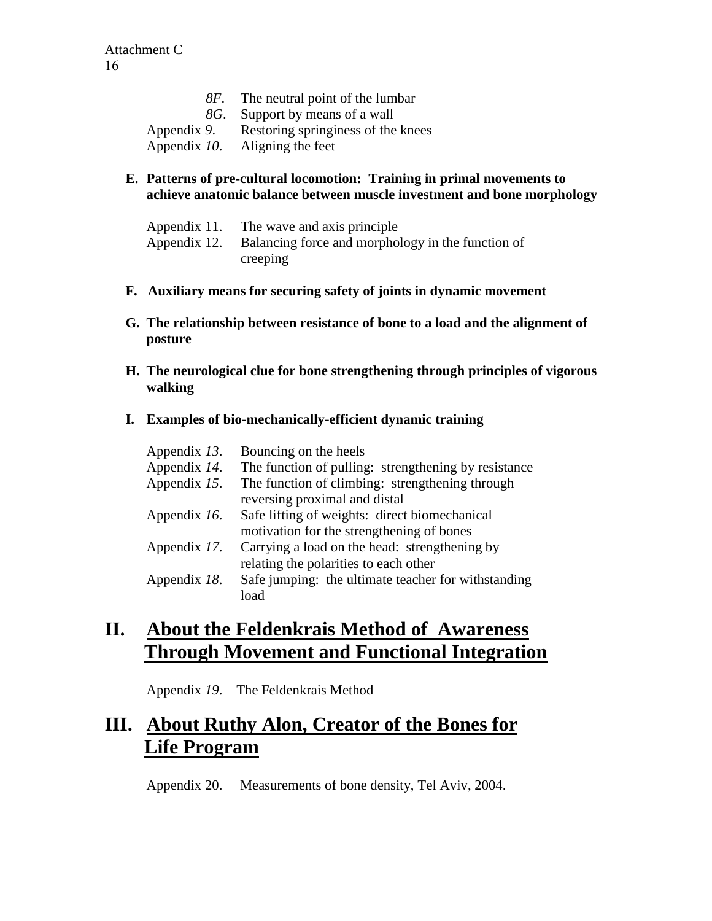*8F*. The neutral point of the lumbar
*8G*. Support by means of a wall
Appendix *9*. Restoring springiness of the knees
Appendix *10*. Aligning the feet

**E. Patterns of pre-cultural locomotion: Training in primal movements to achieve anatomic balance between muscle investment and bone morphology**

Appendix 11. The wave and axis principle
Appendix 12. Balancing force and morphology in the function of creeping

**F. Auxiliary means for securing safety of joints in dynamic movement**

**G. The relationship between resistance of bone to a load and the alignment of posture**

**H. The neurological clue for bone strengthening through principles of vigorous walking**

**I. Examples of bio-mechanically-efficient dynamic training**

Appendix *13*. Bouncing on the heels
Appendix *14*. The function of pulling: strengthening by resistance
Appendix *15*. The function of climbing: strengthening through reversing proximal and distal
Appendix *16*. Safe lifting of weights: direct biomechanical motivation for the strengthening of bones
Appendix *17*. Carrying a load on the head: strengthening by relating the polarities to each other
Appendix *18*. Safe jumping: the ultimate teacher for withstanding load

## II. <u>About the Feldenkrais Method of Awareness Through Movement and Functional Integration</u>

Appendix *19*. The Feldenkrais Method

## III. <u>About Ruthy Alon, Creator of the Bones for Life Program</u>

Appendix 20. Measurements of bone density, Tel Aviv, 2004.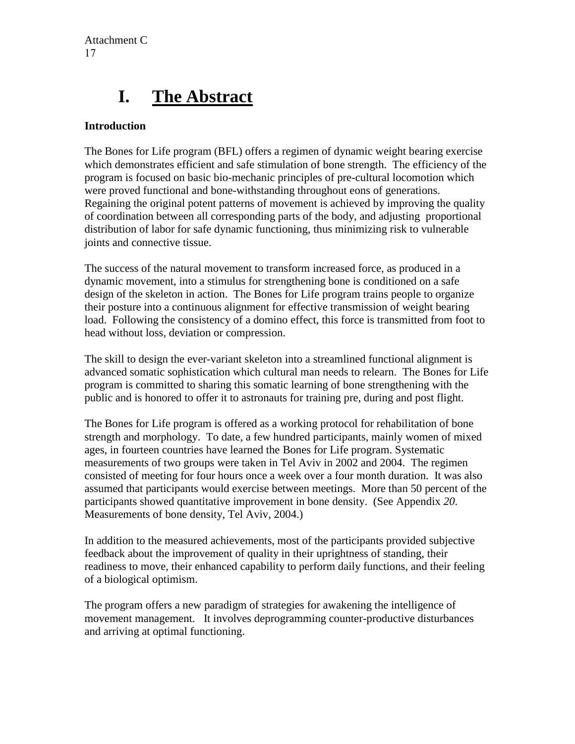# I. The Abstract

**Introduction**

The Bones for Life program (BFL) offers a regimen of dynamic weight bearing exercise which demonstrates efficient and safe stimulation of bone strength. The efficiency of the program is focused on basic bio-mechanic principles of pre-cultural locomotion which were proved functional and bone-withstanding throughout eons of generations. Regaining the original potent patterns of movement is achieved by improving the quality of coordination between all corresponding parts of the body, and adjusting proportional distribution of labor for safe dynamic functioning, thus minimizing risk to vulnerable joints and connective tissue.

The success of the natural movement to transform increased force, as produced in a dynamic movement, into a stimulus for strengthening bone is conditioned on a safe design of the skeleton in action. The Bones for Life program trains people to organize their posture into a continuous alignment for effective transmission of weight bearing load. Following the consistency of a domino effect, this force is transmitted from foot to head without loss, deviation or compression.

The skill to design the ever-variant skeleton into a streamlined functional alignment is advanced somatic sophistication which cultural man needs to relearn. The Bones for Life program is committed to sharing this somatic learning of bone strengthening with the public and is honored to offer it to astronauts for training pre, during and post flight.

The Bones for Life program is offered as a working protocol for rehabilitation of bone strength and morphology. To date, a few hundred participants, mainly women of mixed ages, in fourteen countries have learned the Bones for Life program. Systematic measurements of two groups were taken in Tel Aviv in 2002 and 2004. The regimen consisted of meeting for four hours once a week over a four month duration. It was also assumed that participants would exercise between meetings. More than 50 percent of the participants showed quantitative improvement in bone density. (See Appendix *20.* Measurements of bone density, Tel Aviv, 2004.)

In addition to the measured achievements, most of the participants provided subjective feedback about the improvement of quality in their uprightness of standing, their readiness to move, their enhanced capability to perform daily functions, and their feeling of a biological optimism.

The program offers a new paradigm of strategies for awakening the intelligence of movement management. It involves deprogramming counter-productive disturbances and arriving at optimal functioning.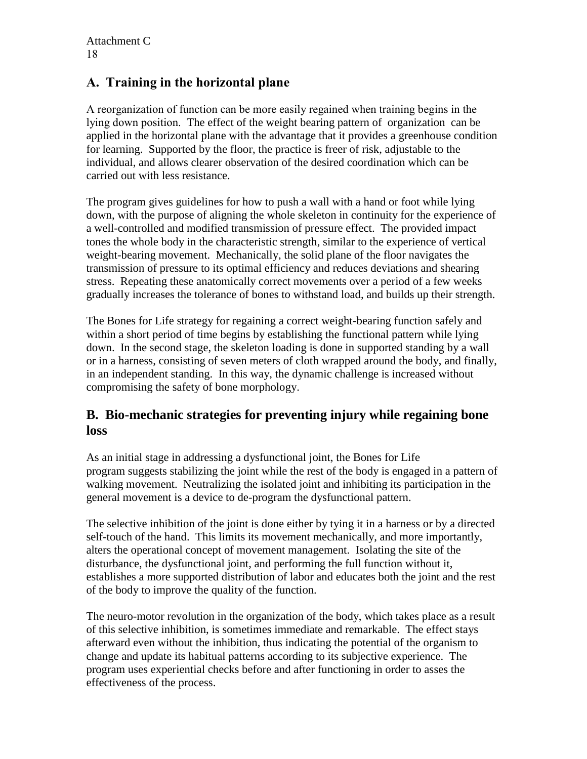## A. Training in the horizontal plane

A reorganization of function can be more easily regained when training begins in the lying down position. The effect of the weight bearing pattern of organization can be applied in the horizontal plane with the advantage that it provides a greenhouse condition for learning. Supported by the floor, the practice is freer of risk, adjustable to the individual, and allows clearer observation of the desired coordination which can be carried out with less resistance.

The program gives guidelines for how to push a wall with a hand or foot while lying down, with the purpose of aligning the whole skeleton in continuity for the experience of a well-controlled and modified transmission of pressure effect. The provided impact tones the whole body in the characteristic strength, similar to the experience of vertical weight-bearing movement. Mechanically, the solid plane of the floor navigates the transmission of pressure to its optimal efficiency and reduces deviations and shearing stress. Repeating these anatomically correct movements over a period of a few weeks gradually increases the tolerance of bones to withstand load, and builds up their strength.

The Bones for Life strategy for regaining a correct weight-bearing function safely and within a short period of time begins by establishing the functional pattern while lying down. In the second stage, the skeleton loading is done in supported standing by a wall or in a harness, consisting of seven meters of cloth wrapped around the body, and finally, in an independent standing. In this way, the dynamic challenge is increased without compromising the safety of bone morphology.

## B. Bio-mechanic strategies for preventing injury while regaining bone loss

As an initial stage in addressing a dysfunctional joint, the Bones for Life program suggests stabilizing the joint while the rest of the body is engaged in a pattern of walking movement. Neutralizing the isolated joint and inhibiting its participation in the general movement is a device to de-program the dysfunctional pattern.

The selective inhibition of the joint is done either by tying it in a harness or by a directed self-touch of the hand. This limits its movement mechanically, and more importantly, alters the operational concept of movement management. Isolating the site of the disturbance, the dysfunctional joint, and performing the full function without it, establishes a more supported distribution of labor and educates both the joint and the rest of the body to improve the quality of the function.

The neuro-motor revolution in the organization of the body, which takes place as a result of this selective inhibition, is sometimes immediate and remarkable. The effect stays afterward even without the inhibition, thus indicating the potential of the organism to change and update its habitual patterns according to its subjective experience. The program uses experiential checks before and after functioning in order to asses the effectiveness of the process.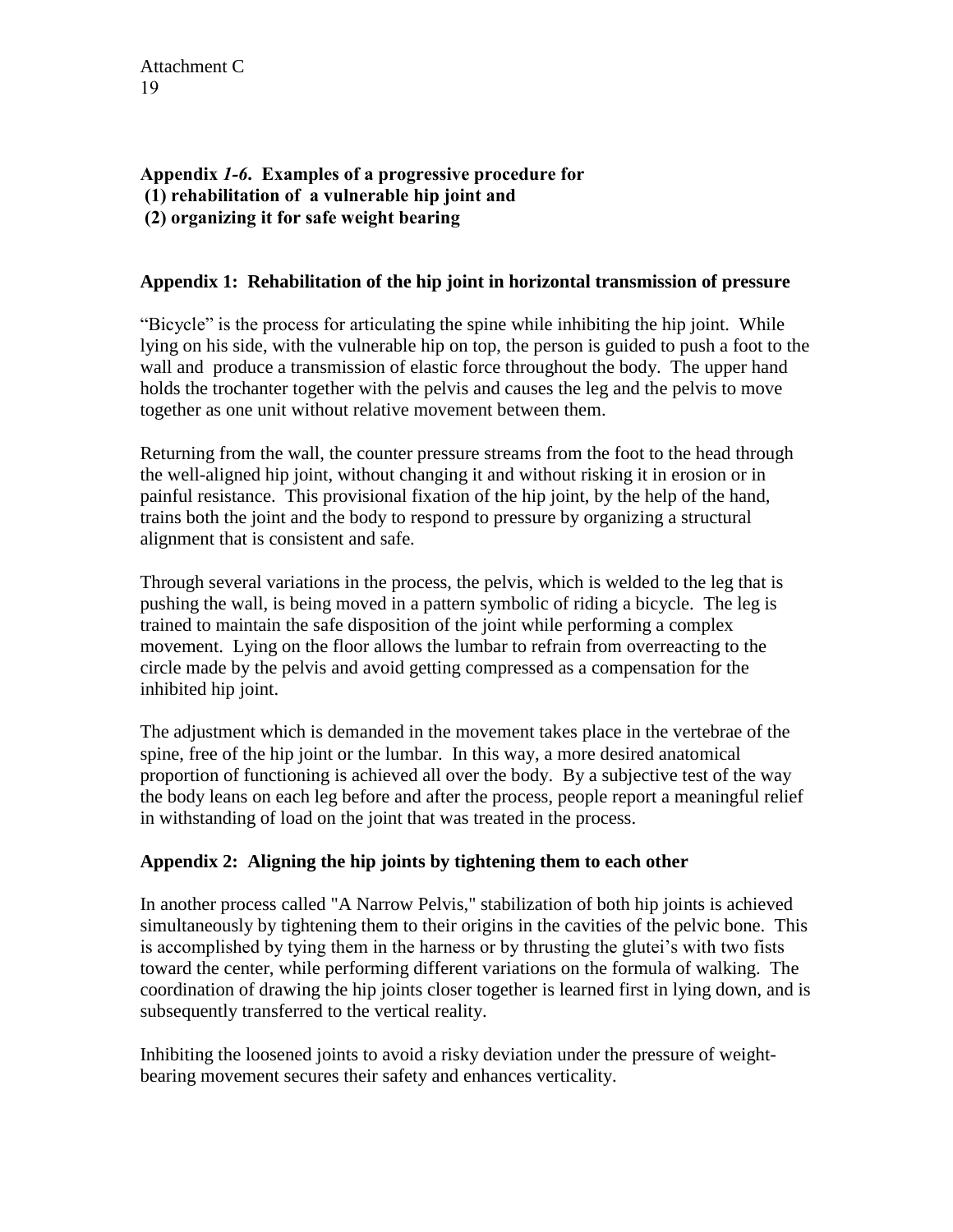Attachment C

## Appendix *1-6*. Examples of a progressive procedure for (1) rehabilitation of a vulnerable hip joint and (2) organizing it for safe weight bearing

### Appendix 1: Rehabilitation of the hip joint in horizontal transmission of pressure

"Bicycle" is the process for articulating the spine while inhibiting the hip joint. While lying on his side, with the vulnerable hip on top, the person is guided to push a foot to the wall and produce a transmission of elastic force throughout the body. The upper hand holds the trochanter together with the pelvis and causes the leg and the pelvis to move together as one unit without relative movement between them.

Returning from the wall, the counter pressure streams from the foot to the head through the well-aligned hip joint, without changing it and without risking it in erosion or in painful resistance. This provisional fixation of the hip joint, by the help of the hand, trains both the joint and the body to respond to pressure by organizing a structural alignment that is consistent and safe.

Through several variations in the process, the pelvis, which is welded to the leg that is pushing the wall, is being moved in a pattern symbolic of riding a bicycle. The leg is trained to maintain the safe disposition of the joint while performing a complex movement. Lying on the floor allows the lumbar to refrain from overreacting to the circle made by the pelvis and avoid getting compressed as a compensation for the inhibited hip joint.

The adjustment which is demanded in the movement takes place in the vertebrae of the spine, free of the hip joint or the lumbar. In this way, a more desired anatomical proportion of functioning is achieved all over the body. By a subjective test of the way the body leans on each leg before and after the process, people report a meaningful relief in withstanding of load on the joint that was treated in the process.

### Appendix 2: Aligning the hip joints by tightening them to each other

In another process called "A Narrow Pelvis," stabilization of both hip joints is achieved simultaneously by tightening them to their origins in the cavities of the pelvic bone. This is accomplished by tying them in the harness or by thrusting the glutei's with two fists toward the center, while performing different variations on the formula of walking. The coordination of drawing the hip joints closer together is learned first in lying down, and is subsequently transferred to the vertical reality.

Inhibiting the loosened joints to avoid a risky deviation under the pressure of weight-bearing movement secures their safety and enhances verticality.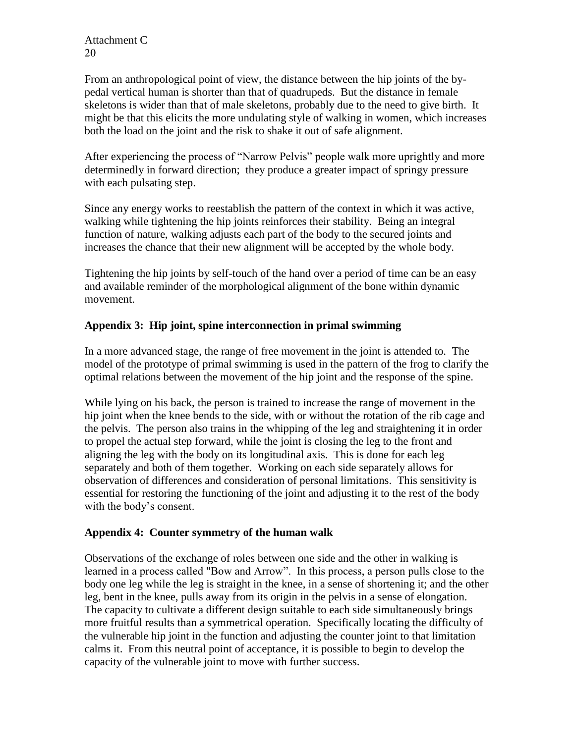From an anthropological point of view, the distance between the hip joints of the by-pedal vertical human is shorter than that of quadrupeds. But the distance in female skeletons is wider than that of male skeletons, probably due to the need to give birth. It might be that this elicits the more undulating style of walking in women, which increases both the load on the joint and the risk to shake it out of safe alignment.

After experiencing the process of "Narrow Pelvis" people walk more uprightly and more determinedly in forward direction; they produce a greater impact of springy pressure with each pulsating step.

Since any energy works to reestablish the pattern of the context in which it was active, walking while tightening the hip joints reinforces their stability. Being an integral function of nature, walking adjusts each part of the body to the secured joints and increases the chance that their new alignment will be accepted by the whole body.

Tightening the hip joints by self-touch of the hand over a period of time can be an easy and available reminder of the morphological alignment of the bone within dynamic movement.

### Appendix 3: Hip joint, spine interconnection in primal swimming

In a more advanced stage, the range of free movement in the joint is attended to. The model of the prototype of primal swimming is used in the pattern of the frog to clarify the optimal relations between the movement of the hip joint and the response of the spine.

While lying on his back, the person is trained to increase the range of movement in the hip joint when the knee bends to the side, with or without the rotation of the rib cage and the pelvis. The person also trains in the whipping of the leg and straightening it in order to propel the actual step forward, while the joint is closing the leg to the front and aligning the leg with the body on its longitudinal axis. This is done for each leg separately and both of them together. Working on each side separately allows for observation of differences and consideration of personal limitations. This sensitivity is essential for restoring the functioning of the joint and adjusting it to the rest of the body with the body's consent.

### Appendix 4: Counter symmetry of the human walk

Observations of the exchange of roles between one side and the other in walking is learned in a process called "Bow and Arrow". In this process, a person pulls close to the body one leg while the leg is straight in the knee, in a sense of shortening it; and the other leg, bent in the knee, pulls away from its origin in the pelvis in a sense of elongation. The capacity to cultivate a different design suitable to each side simultaneously brings more fruitful results than a symmetrical operation. Specifically locating the difficulty of the vulnerable hip joint in the function and adjusting the counter joint to that limitation calms it. From this neutral point of acceptance, it is possible to begin to develop the capacity of the vulnerable joint to move with further success.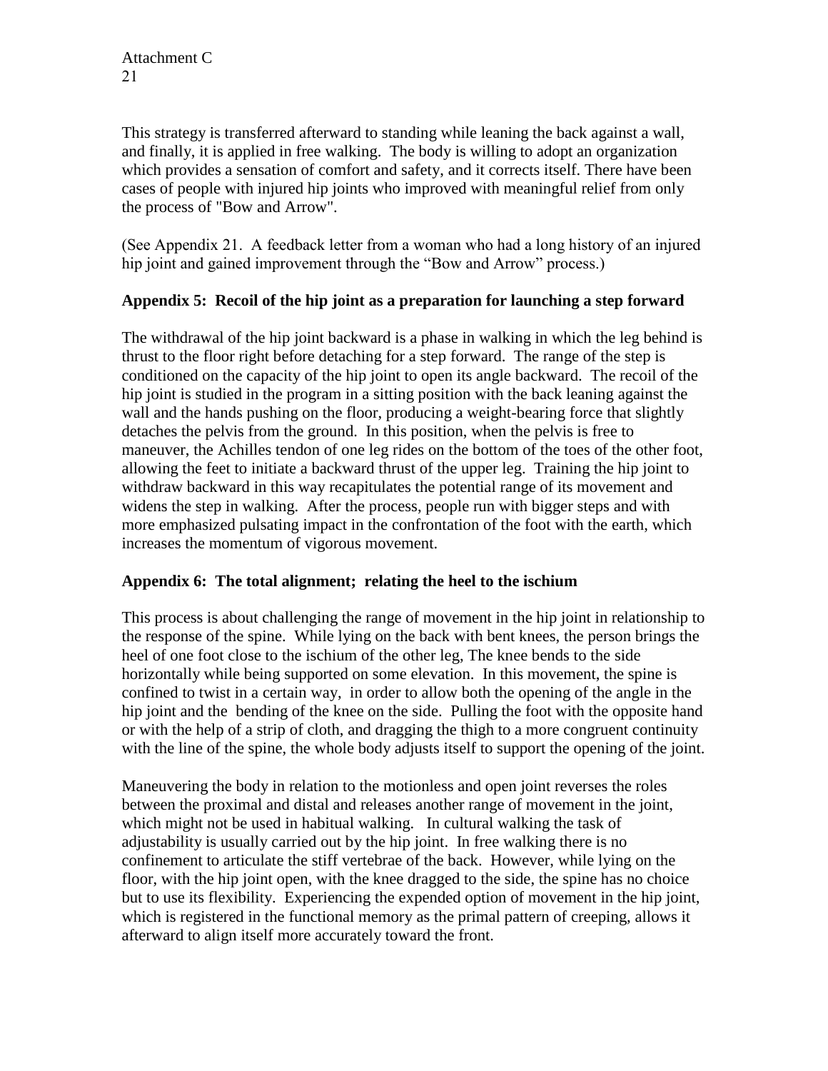This strategy is transferred afterward to standing while leaning the back against a wall, and finally, it is applied in free walking. The body is willing to adopt an organization which provides a sensation of comfort and safety, and it corrects itself. There have been cases of people with injured hip joints who improved with meaningful relief from only the process of "Bow and Arrow".

(See Appendix 21. A feedback letter from a woman who had a long history of an injured hip joint and gained improvement through the "Bow and Arrow" process.)

**Appendix 5: Recoil of the hip joint as a preparation for launching a step forward**

The withdrawal of the hip joint backward is a phase in walking in which the leg behind is thrust to the floor right before detaching for a step forward. The range of the step is conditioned on the capacity of the hip joint to open its angle backward. The recoil of the hip joint is studied in the program in a sitting position with the back leaning against the wall and the hands pushing on the floor, producing a weight-bearing force that slightly detaches the pelvis from the ground. In this position, when the pelvis is free to maneuver, the Achilles tendon of one leg rides on the bottom of the toes of the other foot, allowing the feet to initiate a backward thrust of the upper leg. Training the hip joint to withdraw backward in this way recapitulates the potential range of its movement and widens the step in walking. After the process, people run with bigger steps and with more emphasized pulsating impact in the confrontation of the foot with the earth, which increases the momentum of vigorous movement.

**Appendix 6: The total alignment; relating the heel to the ischium**

This process is about challenging the range of movement in the hip joint in relationship to the response of the spine. While lying on the back with bent knees, the person brings the heel of one foot close to the ischium of the other leg, The knee bends to the side horizontally while being supported on some elevation. In this movement, the spine is confined to twist in a certain way, in order to allow both the opening of the angle in the hip joint and the bending of the knee on the side. Pulling the foot with the opposite hand or with the help of a strip of cloth, and dragging the thigh to a more congruent continuity with the line of the spine, the whole body adjusts itself to support the opening of the joint.

Maneuvering the body in relation to the motionless and open joint reverses the roles between the proximal and distal and releases another range of movement in the joint, which might not be used in habitual walking. In cultural walking the task of adjustability is usually carried out by the hip joint. In free walking there is no confinement to articulate the stiff vertebrae of the back. However, while lying on the floor, with the hip joint open, with the knee dragged to the side, the spine has no choice but to use its flexibility. Experiencing the expended option of movement in the hip joint, which is registered in the functional memory as the primal pattern of creeping, allows it afterward to align itself more accurately toward the front.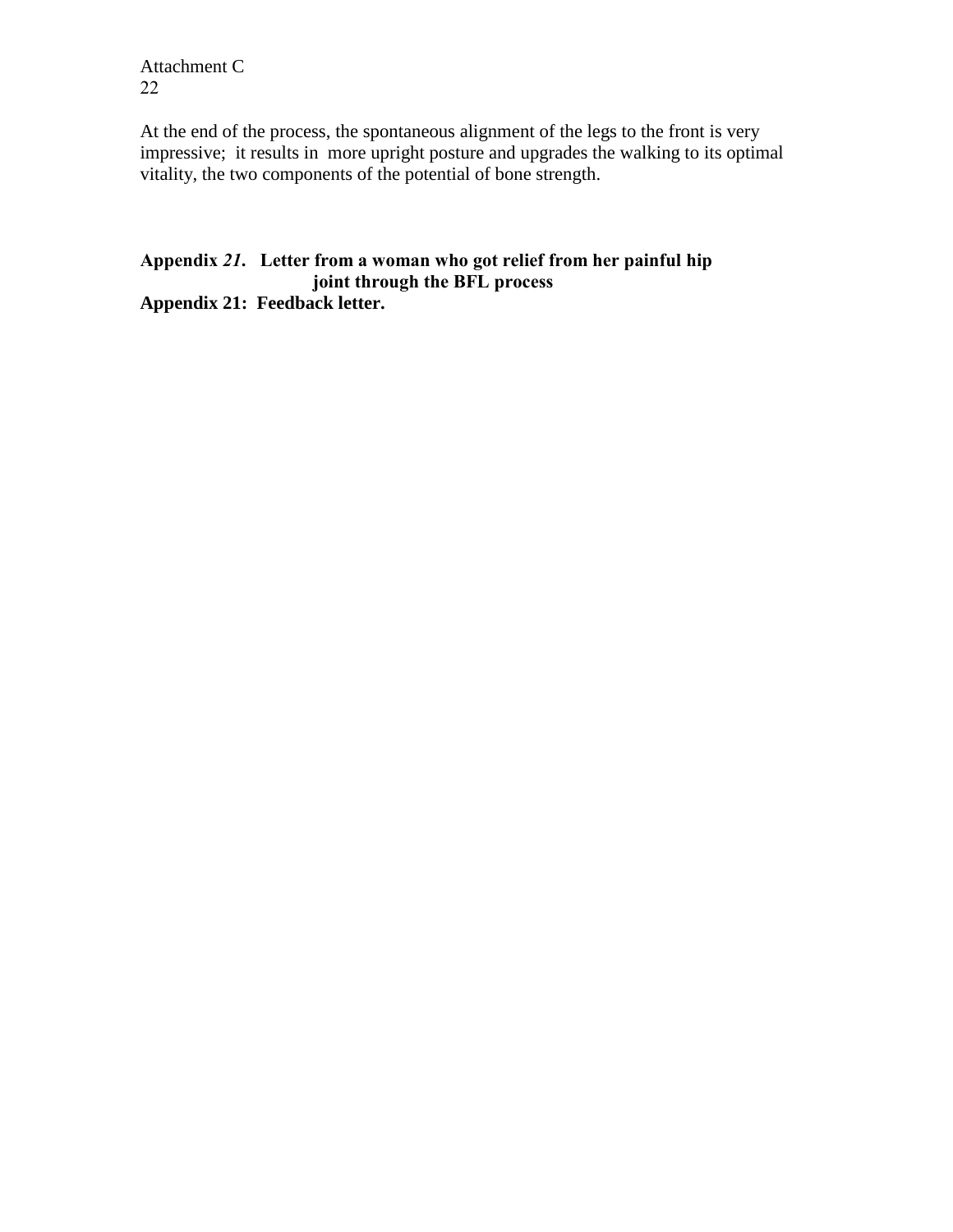At the end of the process, the spontaneous alignment of the legs to the front is very impressive; it results in more upright posture and upgrades the walking to its optimal vitality, the two components of the potential of bone strength.

**Appendix *21*. Letter from a woman who got relief from her painful hip joint through the BFL process**

**Appendix 21: Feedback letter.**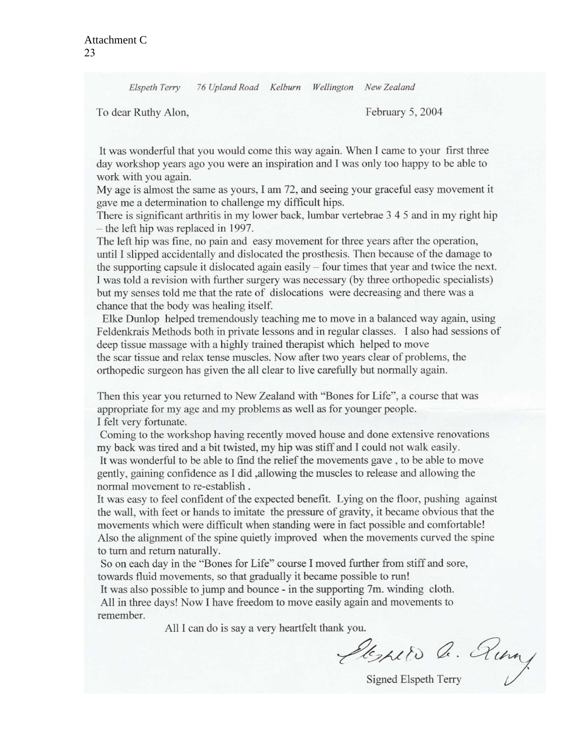Attachment C
23

*Elspeth Terry    76 Upland Road    Kelburn    Wellington    New Zealand*

To dear Ruthy Alon,                                                                                    February 5, 2004

It was wonderful that you would come this way again. When I came to your first three day workshop years ago you were an inspiration and I was only too happy to be able to work with you again.
My age is almost the same as yours, I am 72, and seeing your graceful easy movement it gave me a determination to challenge my difficult hips.
There is significant arthritis in my lower back, lumbar vertebrae 3 4 5 and in my right hip – the left hip was replaced in 1997.
The left hip was fine, no pain and easy movement for three years after the operation, until I slipped accidentally and dislocated the prosthesis. Then because of the damage to the supporting capsule it dislocated again easily – four times that year and twice the next. I was told a revision with further surgery was necessary (by three orthopedic specialists) but my senses told me that the rate of dislocations were decreasing and there was a chance that the body was healing itself.
Elke Dunlop helped tremendously teaching me to move in a balanced way again, using Feldenkrais Methods both in private lessons and in regular classes. I also had sessions of deep tissue massage with a highly trained therapist which helped to move the scar tissue and relax tense muscles. Now after two years clear of problems, the orthopedic surgeon has given the all clear to live carefully but normally again.

Then this year you returned to New Zealand with "Bones for Life", a course that was appropriate for my age and my problems as well as for younger people.
I felt very fortunate.
Coming to the workshop having recently moved house and done extensive renovations my back was tired and a bit twisted, my hip was stiff and I could not walk easily.
It was wonderful to be able to find the relief the movements gave , to be able to move gently, gaining confidence as I did ,allowing the muscles to release and allowing the normal movement to re-establish .
It was easy to feel confident of the expected benefit. Lying on the floor, pushing against the wall, with feet or hands to imitate the pressure of gravity, it became obvious that the movements which were difficult when standing were in fact possible and comfortable! Also the alignment of the spine quietly improved when the movements curved the spine to turn and return naturally.
So on each day in the "Bones for Life" course I moved further from stiff and sore, towards fluid movements, so that gradually it became possible to run!
It was also possible to jump and bounce - in the supporting 7m. winding cloth.
All in three days! Now I have freedom to move easily again and movements to remember.

All I can do is say a very heartfelt thank you.

Elspeth A. Terry

Signed Elspeth Terry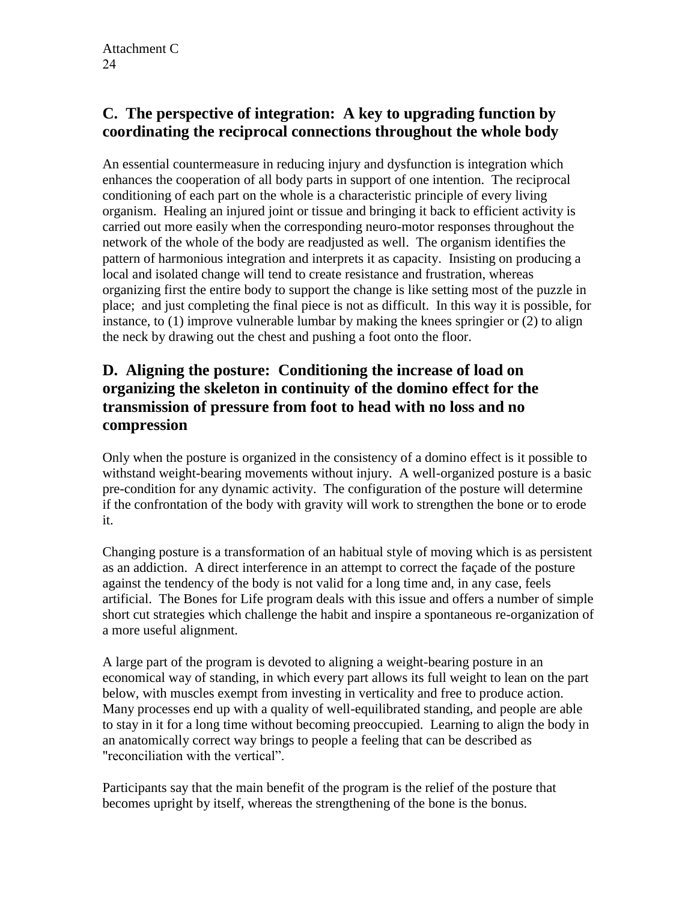## C. The perspective of integration: A key to upgrading function by coordinating the reciprocal connections throughout the whole body

An essential countermeasure in reducing injury and dysfunction is integration which enhances the cooperation of all body parts in support of one intention. The reciprocal conditioning of each part on the whole is a characteristic principle of every living organism. Healing an injured joint or tissue and bringing it back to efficient activity is carried out more easily when the corresponding neuro-motor responses throughout the network of the whole of the body are readjusted as well. The organism identifies the pattern of harmonious integration and interprets it as capacity. Insisting on producing a local and isolated change will tend to create resistance and frustration, whereas organizing first the entire body to support the change is like setting most of the puzzle in place; and just completing the final piece is not as difficult. In this way it is possible, for instance, to (1) improve vulnerable lumbar by making the knees springier or (2) to align the neck by drawing out the chest and pushing a foot onto the floor.

## D. Aligning the posture: Conditioning the increase of load on organizing the skeleton in continuity of the domino effect for the transmission of pressure from foot to head with no loss and no compression

Only when the posture is organized in the consistency of a domino effect is it possible to withstand weight-bearing movements without injury. A well-organized posture is a basic pre-condition for any dynamic activity. The configuration of the posture will determine if the confrontation of the body with gravity will work to strengthen the bone or to erode it.

Changing posture is a transformation of an habitual style of moving which is as persistent as an addiction. A direct interference in an attempt to correct the façade of the posture against the tendency of the body is not valid for a long time and, in any case, feels artificial. The Bones for Life program deals with this issue and offers a number of simple short cut strategies which challenge the habit and inspire a spontaneous re-organization of a more useful alignment.

A large part of the program is devoted to aligning a weight-bearing posture in an economical way of standing, in which every part allows its full weight to lean on the part below, with muscles exempt from investing in verticality and free to produce action. Many processes end up with a quality of well-equilibrated standing, and people are able to stay in it for a long time without becoming preoccupied. Learning to align the body in an anatomically correct way brings to people a feeling that can be described as "reconciliation with the vertical".

Participants say that the main benefit of the program is the relief of the posture that becomes upright by itself, whereas the strengthening of the bone is the bonus.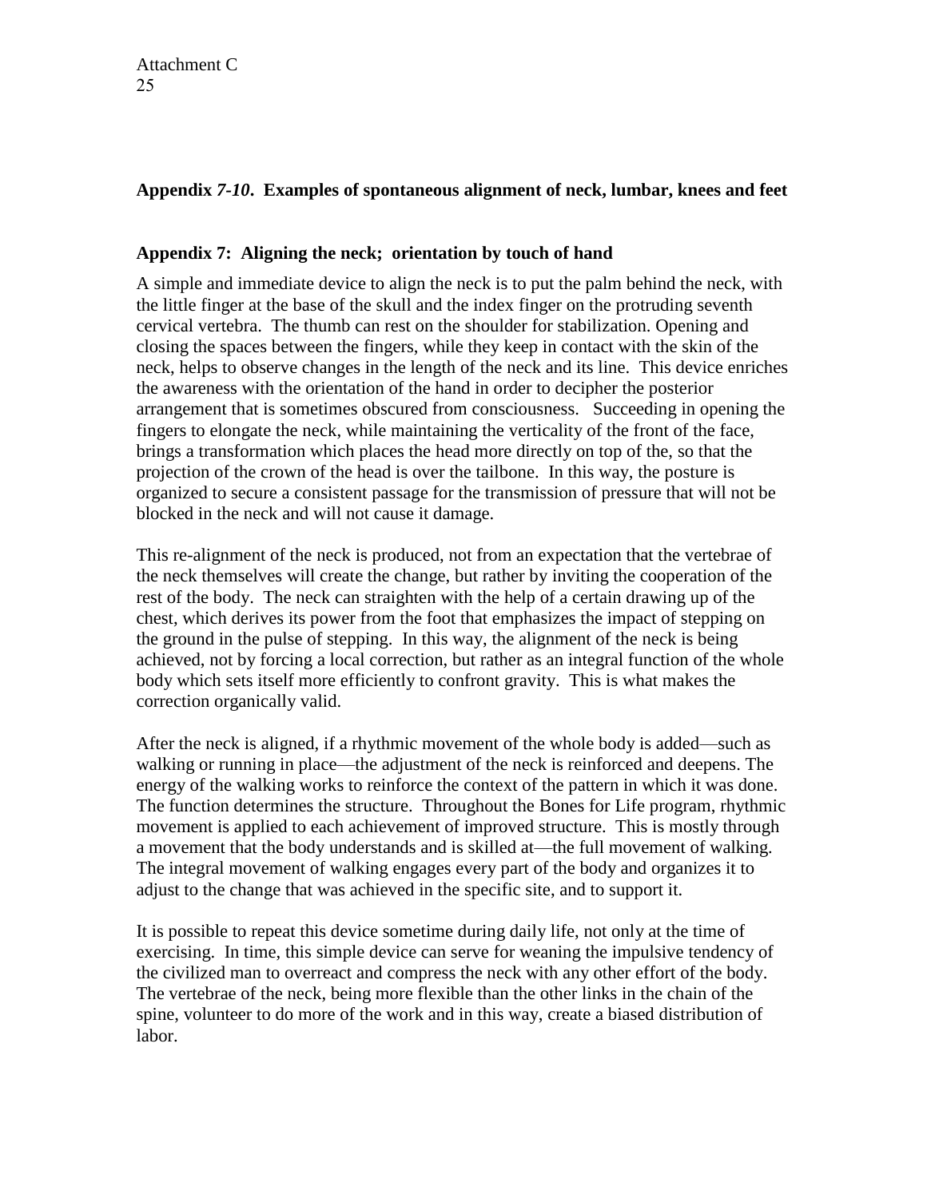**Appendix *7-10*. Examples of spontaneous alignment of neck, lumbar, knees and feet**

**Appendix 7: Aligning the neck; orientation by touch of hand**

A simple and immediate device to align the neck is to put the palm behind the neck, with the little finger at the base of the skull and the index finger on the protruding seventh cervical vertebra. The thumb can rest on the shoulder for stabilization. Opening and closing the spaces between the fingers, while they keep in contact with the skin of the neck, helps to observe changes in the length of the neck and its line. This device enriches the awareness with the orientation of the hand in order to decipher the posterior arrangement that is sometimes obscured from consciousness. Succeeding in opening the fingers to elongate the neck, while maintaining the verticality of the front of the face, brings a transformation which places the head more directly on top of the, so that the projection of the crown of the head is over the tailbone. In this way, the posture is organized to secure a consistent passage for the transmission of pressure that will not be blocked in the neck and will not cause it damage.

This re-alignment of the neck is produced, not from an expectation that the vertebrae of the neck themselves will create the change, but rather by inviting the cooperation of the rest of the body. The neck can straighten with the help of a certain drawing up of the chest, which derives its power from the foot that emphasizes the impact of stepping on the ground in the pulse of stepping. In this way, the alignment of the neck is being achieved, not by forcing a local correction, but rather as an integral function of the whole body which sets itself more efficiently to confront gravity. This is what makes the correction organically valid.

After the neck is aligned, if a rhythmic movement of the whole body is added—such as walking or running in place—the adjustment of the neck is reinforced and deepens. The energy of the walking works to reinforce the context of the pattern in which it was done. The function determines the structure. Throughout the Bones for Life program, rhythmic movement is applied to each achievement of improved structure. This is mostly through a movement that the body understands and is skilled at—the full movement of walking. The integral movement of walking engages every part of the body and organizes it to adjust to the change that was achieved in the specific site, and to support it.

It is possible to repeat this device sometime during daily life, not only at the time of exercising. In time, this simple device can serve for weaning the impulsive tendency of the civilized man to overreact and compress the neck with any other effort of the body. The vertebrae of the neck, being more flexible than the other links in the chain of the spine, volunteer to do more of the work and in this way, create a biased distribution of labor.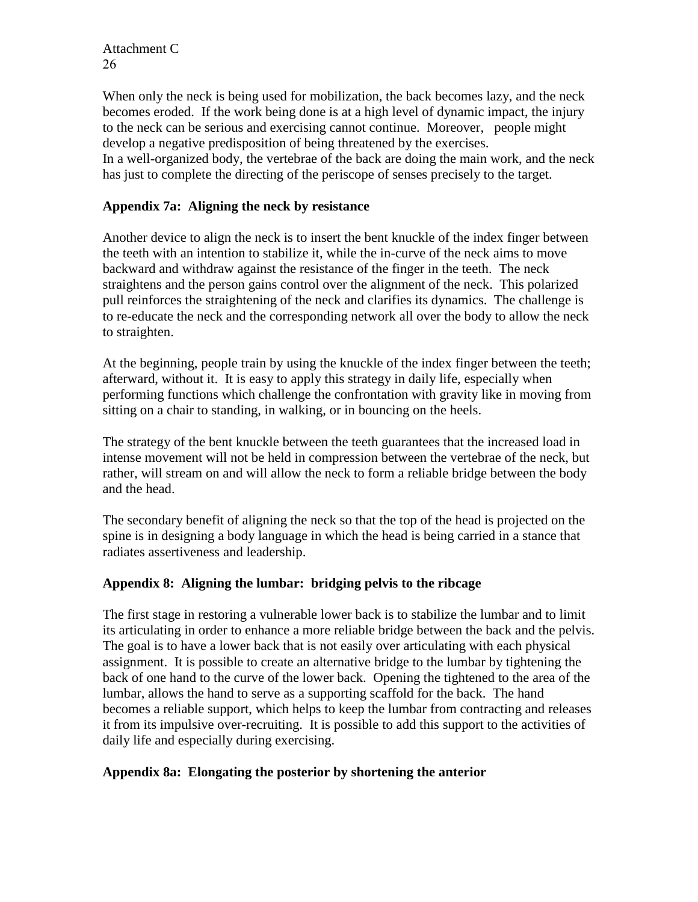When only the neck is being used for mobilization, the back becomes lazy, and the neck becomes eroded. If the work being done is at a high level of dynamic impact, the injury to the neck can be serious and exercising cannot continue. Moreover, people might develop a negative predisposition of being threatened by the exercises.
In a well-organized body, the vertebrae of the back are doing the main work, and the neck has just to complete the directing of the periscope of senses precisely to the target.

### Appendix 7a: Aligning the neck by resistance

Another device to align the neck is to insert the bent knuckle of the index finger between the teeth with an intention to stabilize it, while the in-curve of the neck aims to move backward and withdraw against the resistance of the finger in the teeth. The neck straightens and the person gains control over the alignment of the neck. This polarized pull reinforces the straightening of the neck and clarifies its dynamics. The challenge is to re-educate the neck and the corresponding network all over the body to allow the neck to straighten.

At the beginning, people train by using the knuckle of the index finger between the teeth; afterward, without it. It is easy to apply this strategy in daily life, especially when performing functions which challenge the confrontation with gravity like in moving from sitting on a chair to standing, in walking, or in bouncing on the heels.

The strategy of the bent knuckle between the teeth guarantees that the increased load in intense movement will not be held in compression between the vertebrae of the neck, but rather, will stream on and will allow the neck to form a reliable bridge between the body and the head.

The secondary benefit of aligning the neck so that the top of the head is projected on the spine is in designing a body language in which the head is being carried in a stance that radiates assertiveness and leadership.

### Appendix 8: Aligning the lumbar: bridging pelvis to the ribcage

The first stage in restoring a vulnerable lower back is to stabilize the lumbar and to limit its articulating in order to enhance a more reliable bridge between the back and the pelvis. The goal is to have a lower back that is not easily over articulating with each physical assignment. It is possible to create an alternative bridge to the lumbar by tightening the back of one hand to the curve of the lower back. Opening the tightened to the area of the lumbar, allows the hand to serve as a supporting scaffold for the back. The hand becomes a reliable support, which helps to keep the lumbar from contracting and releases it from its impulsive over-recruiting. It is possible to add this support to the activities of daily life and especially during exercising.

### Appendix 8a: Elongating the posterior by shortening the anterior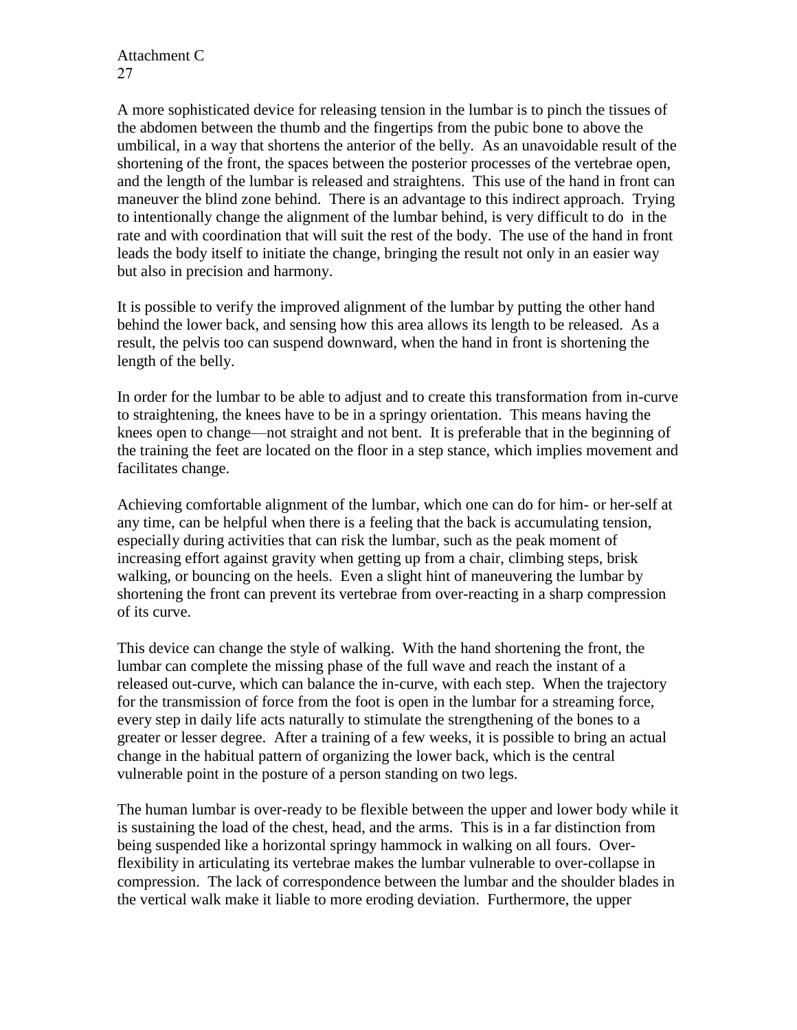A more sophisticated device for releasing tension in the lumbar is to pinch the tissues of the abdomen between the thumb and the fingertips from the pubic bone to above the umbilical, in a way that shortens the anterior of the belly. As an unavoidable result of the shortening of the front, the spaces between the posterior processes of the vertebrae open, and the length of the lumbar is released and straightens. This use of the hand in front can maneuver the blind zone behind. There is an advantage to this indirect approach. Trying to intentionally change the alignment of the lumbar behind, is very difficult to do in the rate and with coordination that will suit the rest of the body. The use of the hand in front leads the body itself to initiate the change, bringing the result not only in an easier way but also in precision and harmony.

It is possible to verify the improved alignment of the lumbar by putting the other hand behind the lower back, and sensing how this area allows its length to be released. As a result, the pelvis too can suspend downward, when the hand in front is shortening the length of the belly.

In order for the lumbar to be able to adjust and to create this transformation from in-curve to straightening, the knees have to be in a springy orientation. This means having the knees open to change—not straight and not bent. It is preferable that in the beginning of the training the feet are located on the floor in a step stance, which implies movement and facilitates change.

Achieving comfortable alignment of the lumbar, which one can do for him- or her-self at any time, can be helpful when there is a feeling that the back is accumulating tension, especially during activities that can risk the lumbar, such as the peak moment of increasing effort against gravity when getting up from a chair, climbing steps, brisk walking, or bouncing on the heels. Even a slight hint of maneuvering the lumbar by shortening the front can prevent its vertebrae from over-reacting in a sharp compression of its curve.

This device can change the style of walking. With the hand shortening the front, the lumbar can complete the missing phase of the full wave and reach the instant of a released out-curve, which can balance the in-curve, with each step. When the trajectory for the transmission of force from the foot is open in the lumbar for a streaming force, every step in daily life acts naturally to stimulate the strengthening of the bones to a greater or lesser degree. After a training of a few weeks, it is possible to bring an actual change in the habitual pattern of organizing the lower back, which is the central vulnerable point in the posture of a person standing on two legs.

The human lumbar is over-ready to be flexible between the upper and lower body while it is sustaining the load of the chest, head, and the arms. This is in a far distinction from being suspended like a horizontal springy hammock in walking on all fours. Over-flexibility in articulating its vertebrae makes the lumbar vulnerable to over-collapse in compression. The lack of correspondence between the lumbar and the shoulder blades in the vertical walk make it liable to more eroding deviation. Furthermore, the upper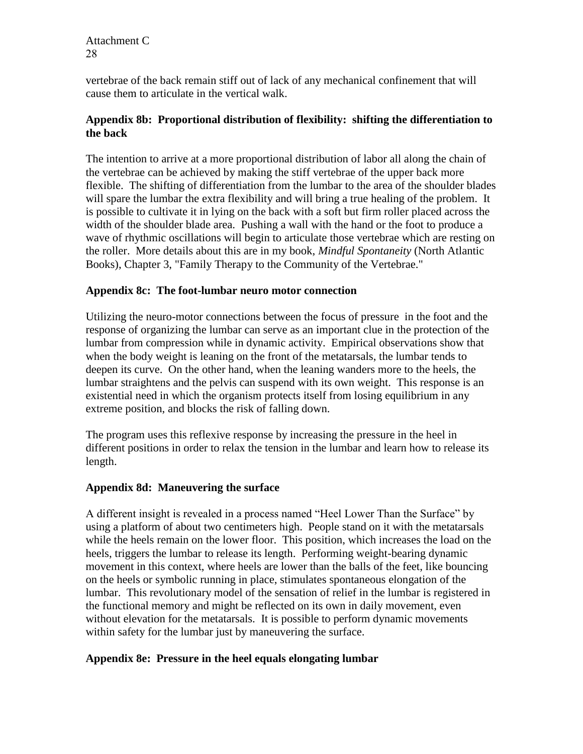vertebrae of the back remain stiff out of lack of any mechanical confinement that will cause them to articulate in the vertical walk.

### Appendix 8b: Proportional distribution of flexibility: shifting the differentiation to the back

The intention to arrive at a more proportional distribution of labor all along the chain of the vertebrae can be achieved by making the stiff vertebrae of the upper back more flexible. The shifting of differentiation from the lumbar to the area of the shoulder blades will spare the lumbar the extra flexibility and will bring a true healing of the problem. It is possible to cultivate it in lying on the back with a soft but firm roller placed across the width of the shoulder blade area. Pushing a wall with the hand or the foot to produce a wave of rhythmic oscillations will begin to articulate those vertebrae which are resting on the roller. More details about this are in my book, *Mindful Spontaneity* (North Atlantic Books), Chapter 3, "Family Therapy to the Community of the Vertebrae."

### Appendix 8c: The foot-lumbar neuro motor connection

Utilizing the neuro-motor connections between the focus of pressure in the foot and the response of organizing the lumbar can serve as an important clue in the protection of the lumbar from compression while in dynamic activity. Empirical observations show that when the body weight is leaning on the front of the metatarsals, the lumbar tends to deepen its curve. On the other hand, when the leaning wanders more to the heels, the lumbar straightens and the pelvis can suspend with its own weight. This response is an existential need in which the organism protects itself from losing equilibrium in any extreme position, and blocks the risk of falling down.

The program uses this reflexive response by increasing the pressure in the heel in different positions in order to relax the tension in the lumbar and learn how to release its length.

### Appendix 8d: Maneuvering the surface

A different insight is revealed in a process named "Heel Lower Than the Surface" by using a platform of about two centimeters high. People stand on it with the metatarsals while the heels remain on the lower floor. This position, which increases the load on the heels, triggers the lumbar to release its length. Performing weight-bearing dynamic movement in this context, where heels are lower than the balls of the feet, like bouncing on the heels or symbolic running in place, stimulates spontaneous elongation of the lumbar. This revolutionary model of the sensation of relief in the lumbar is registered in the functional memory and might be reflected on its own in daily movement, even without elevation for the metatarsals. It is possible to perform dynamic movements within safety for the lumbar just by maneuvering the surface.

### Appendix 8e: Pressure in the heel equals elongating lumbar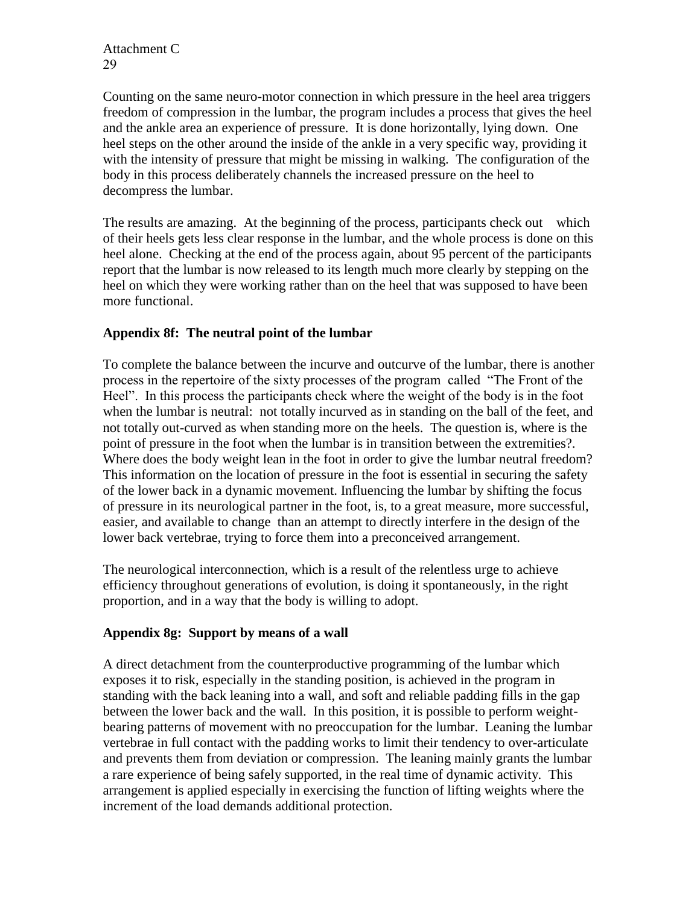Counting on the same neuro-motor connection in which pressure in the heel area triggers freedom of compression in the lumbar, the program includes a process that gives the heel and the ankle area an experience of pressure. It is done horizontally, lying down. One heel steps on the other around the inside of the ankle in a very specific way, providing it with the intensity of pressure that might be missing in walking. The configuration of the body in this process deliberately channels the increased pressure on the heel to decompress the lumbar.

The results are amazing. At the beginning of the process, participants check out which of their heels gets less clear response in the lumbar, and the whole process is done on this heel alone. Checking at the end of the process again, about 95 percent of the participants report that the lumbar is now released to its length much more clearly by stepping on the heel on which they were working rather than on the heel that was supposed to have been more functional.

### Appendix 8f: The neutral point of the lumbar

To complete the balance between the incurve and outcurve of the lumbar, there is another process in the repertoire of the sixty processes of the program called "The Front of the Heel". In this process the participants check where the weight of the body is in the foot when the lumbar is neutral: not totally incurved as in standing on the ball of the feet, and not totally out-curved as when standing more on the heels. The question is, where is the point of pressure in the foot when the lumbar is in transition between the extremities?. Where does the body weight lean in the foot in order to give the lumbar neutral freedom? This information on the location of pressure in the foot is essential in securing the safety of the lower back in a dynamic movement. Influencing the lumbar by shifting the focus of pressure in its neurological partner in the foot, is, to a great measure, more successful, easier, and available to change than an attempt to directly interfere in the design of the lower back vertebrae, trying to force them into a preconceived arrangement.

The neurological interconnection, which is a result of the relentless urge to achieve efficiency throughout generations of evolution, is doing it spontaneously, in the right proportion, and in a way that the body is willing to adopt.

### Appendix 8g: Support by means of a wall

A direct detachment from the counterproductive programming of the lumbar which exposes it to risk, especially in the standing position, is achieved in the program in standing with the back leaning into a wall, and soft and reliable padding fills in the gap between the lower back and the wall. In this position, it is possible to perform weight-bearing patterns of movement with no preoccupation for the lumbar. Leaning the lumbar vertebrae in full contact with the padding works to limit their tendency to over-articulate and prevents them from deviation or compression. The leaning mainly grants the lumbar a rare experience of being safely supported, in the real time of dynamic activity. This arrangement is applied especially in exercising the function of lifting weights where the increment of the load demands additional protection.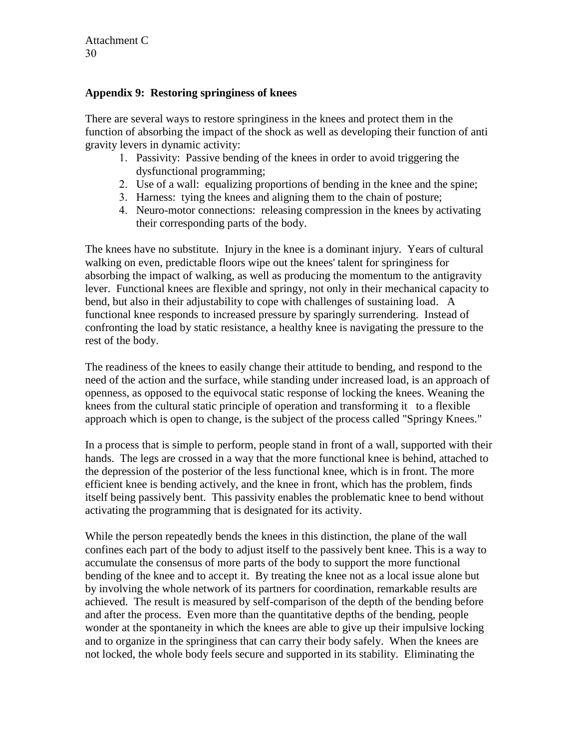## Appendix 9: Restoring springiness of knees

There are several ways to restore springiness in the knees and protect them in the function of absorbing the impact of the shock as well as developing their function of anti gravity levers in dynamic activity:

1. Passivity: Passive bending of the knees in order to avoid triggering the dysfunctional programming;
2. Use of a wall: equalizing proportions of bending in the knee and the spine;
3. Harness: tying the knees and aligning them to the chain of posture;
4. Neuro-motor connections: releasing compression in the knees by activating their corresponding parts of the body.

The knees have no substitute. Injury in the knee is a dominant injury. Years of cultural walking on even, predictable floors wipe out the knees' talent for springiness for absorbing the impact of walking, as well as producing the momentum to the antigravity lever. Functional knees are flexible and springy, not only in their mechanical capacity to bend, but also in their adjustability to cope with challenges of sustaining load. A functional knee responds to increased pressure by sparingly surrendering. Instead of confronting the load by static resistance, a healthy knee is navigating the pressure to the rest of the body.

The readiness of the knees to easily change their attitude to bending, and respond to the need of the action and the surface, while standing under increased load, is an approach of openness, as opposed to the equivocal static response of locking the knees. Weaning the knees from the cultural static principle of operation and transforming it to a flexible approach which is open to change, is the subject of the process called "Springy Knees."

In a process that is simple to perform, people stand in front of a wall, supported with their hands. The legs are crossed in a way that the more functional knee is behind, attached to the depression of the posterior of the less functional knee, which is in front. The more efficient knee is bending actively, and the knee in front, which has the problem, finds itself being passively bent. This passivity enables the problematic knee to bend without activating the programming that is designated for its activity.

While the person repeatedly bends the knees in this distinction, the plane of the wall confines each part of the body to adjust itself to the passively bent knee. This is a way to accumulate the consensus of more parts of the body to support the more functional bending of the knee and to accept it. By treating the knee not as a local issue alone but by involving the whole network of its partners for coordination, remarkable results are achieved. The result is measured by self-comparison of the depth of the bending before and after the process. Even more than the quantitative depths of the bending, people wonder at the spontaneity in which the knees are able to give up their impulsive locking and to organize in the springiness that can carry their body safely. When the knees are not locked, the whole body feels secure and supported in its stability. Eliminating the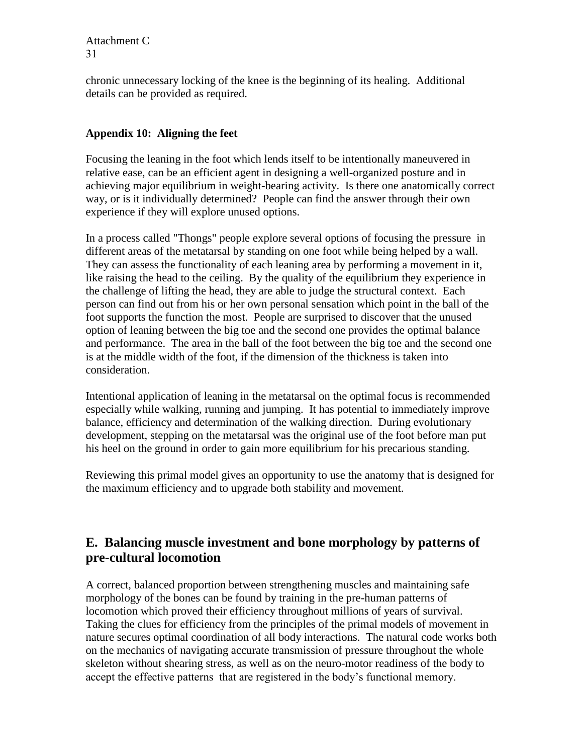chronic unnecessary locking of the knee is the beginning of its healing. Additional details can be provided as required.

**Appendix 10: Aligning the feet**

Focusing the leaning in the foot which lends itself to be intentionally maneuvered in relative ease, can be an efficient agent in designing a well-organized posture and in achieving major equilibrium in weight-bearing activity. Is there one anatomically correct way, or is it individually determined? People can find the answer through their own experience if they will explore unused options.

In a process called "Thongs" people explore several options of focusing the pressure in different areas of the metatarsal by standing on one foot while being helped by a wall. They can assess the functionality of each leaning area by performing a movement in it, like raising the head to the ceiling. By the quality of the equilibrium they experience in the challenge of lifting the head, they are able to judge the structural context. Each person can find out from his or her own personal sensation which point in the ball of the foot supports the function the most. People are surprised to discover that the unused option of leaning between the big toe and the second one provides the optimal balance and performance. The area in the ball of the foot between the big toe and the second one is at the middle width of the foot, if the dimension of the thickness is taken into consideration.

Intentional application of leaning in the metatarsal on the optimal focus is recommended especially while walking, running and jumping. It has potential to immediately improve balance, efficiency and determination of the walking direction. During evolutionary development, stepping on the metatarsal was the original use of the foot before man put his heel on the ground in order to gain more equilibrium for his precarious standing.

Reviewing this primal model gives an opportunity to use the anatomy that is designed for the maximum efficiency and to upgrade both stability and movement.

## E. Balancing muscle investment and bone morphology by patterns of pre-cultural locomotion

A correct, balanced proportion between strengthening muscles and maintaining safe morphology of the bones can be found by training in the pre-human patterns of locomotion which proved their efficiency throughout millions of years of survival. Taking the clues for efficiency from the principles of the primal models of movement in nature secures optimal coordination of all body interactions. The natural code works both on the mechanics of navigating accurate transmission of pressure throughout the whole skeleton without shearing stress, as well as on the neuro-motor readiness of the body to accept the effective patterns that are registered in the body's functional memory.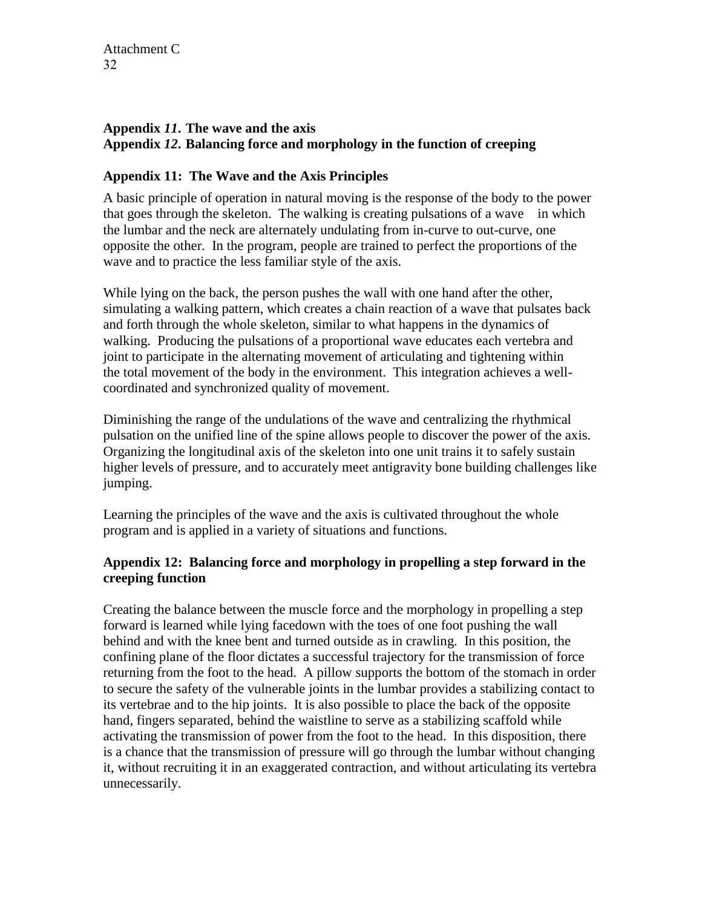**Appendix *11*. The wave and the axis**
**Appendix *12*. Balancing force and morphology in the function of creeping**

### Appendix 11: The Wave and the Axis Principles

A basic principle of operation in natural moving is the response of the body to the power that goes through the skeleton. The walking is creating pulsations of a wave in which the lumbar and the neck are alternately undulating from in-curve to out-curve, one opposite the other. In the program, people are trained to perfect the proportions of the wave and to practice the less familiar style of the axis.

While lying on the back, the person pushes the wall with one hand after the other, simulating a walking pattern, which creates a chain reaction of a wave that pulsates back and forth through the whole skeleton, similar to what happens in the dynamics of walking. Producing the pulsations of a proportional wave educates each vertebra and joint to participate in the alternating movement of articulating and tightening within the total movement of the body in the environment. This integration achieves a well-coordinated and synchronized quality of movement.

Diminishing the range of the undulations of the wave and centralizing the rhythmical pulsation on the unified line of the spine allows people to discover the power of the axis. Organizing the longitudinal axis of the skeleton into one unit trains it to safely sustain higher levels of pressure, and to accurately meet antigravity bone building challenges like jumping.

Learning the principles of the wave and the axis is cultivated throughout the whole program and is applied in a variety of situations and functions.

### Appendix 12: Balancing force and morphology in propelling a step forward in the creeping function

Creating the balance between the muscle force and the morphology in propelling a step forward is learned while lying facedown with the toes of one foot pushing the wall behind and with the knee bent and turned outside as in crawling. In this position, the confining plane of the floor dictates a successful trajectory for the transmission of force returning from the foot to the head. A pillow supports the bottom of the stomach in order to secure the safety of the vulnerable joints in the lumbar provides a stabilizing contact to its vertebrae and to the hip joints. It is also possible to place the back of the opposite hand, fingers separated, behind the waistline to serve as a stabilizing scaffold while activating the transmission of power from the foot to the head. In this disposition, there is a chance that the transmission of pressure will go through the lumbar without changing it, without recruiting it in an exaggerated contraction, and without articulating its vertebra unnecessarily.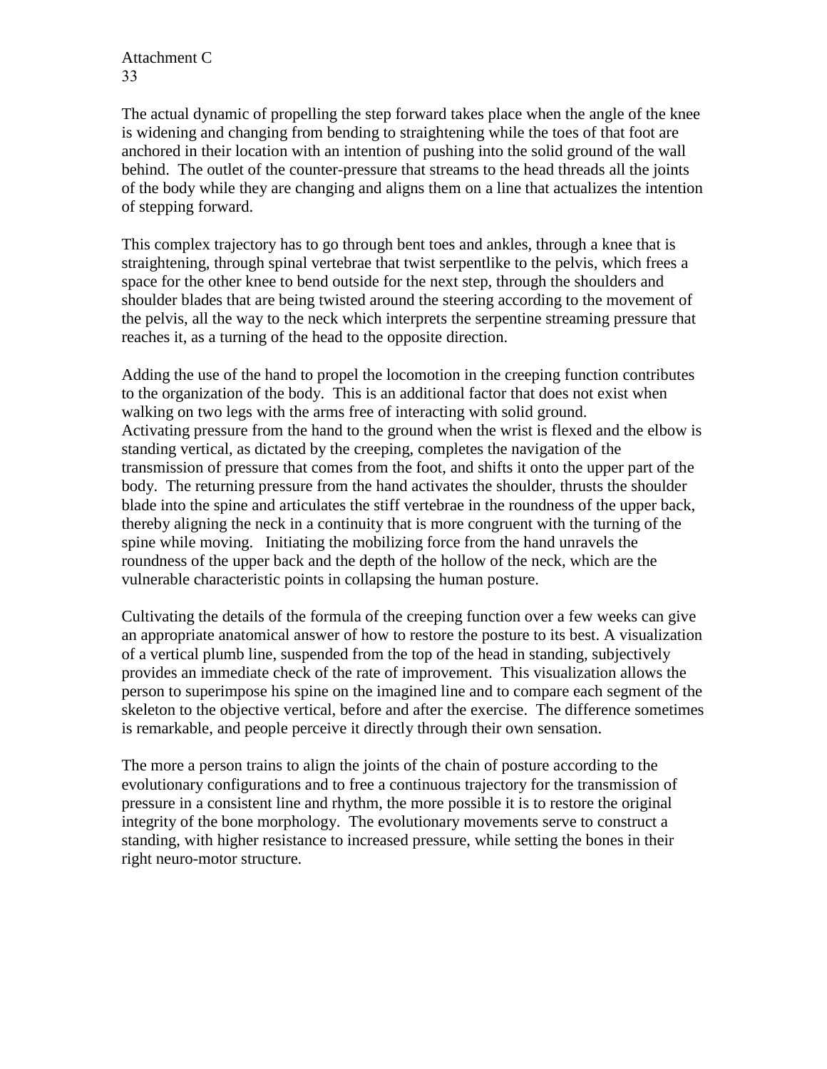The actual dynamic of propelling the step forward takes place when the angle of the knee is widening and changing from bending to straightening while the toes of that foot are anchored in their location with an intention of pushing into the solid ground of the wall behind. The outlet of the counter-pressure that streams to the head threads all the joints of the body while they are changing and aligns them on a line that actualizes the intention of stepping forward.

This complex trajectory has to go through bent toes and ankles, through a knee that is straightening, through spinal vertebrae that twist serpentlike to the pelvis, which frees a space for the other knee to bend outside for the next step, through the shoulders and shoulder blades that are being twisted around the steering according to the movement of the pelvis, all the way to the neck which interprets the serpentine streaming pressure that reaches it, as a turning of the head to the opposite direction.

Adding the use of the hand to propel the locomotion in the creeping function contributes to the organization of the body. This is an additional factor that does not exist when walking on two legs with the arms free of interacting with solid ground. Activating pressure from the hand to the ground when the wrist is flexed and the elbow is standing vertical, as dictated by the creeping, completes the navigation of the transmission of pressure that comes from the foot, and shifts it onto the upper part of the body. The returning pressure from the hand activates the shoulder, thrusts the shoulder blade into the spine and articulates the stiff vertebrae in the roundness of the upper back, thereby aligning the neck in a continuity that is more congruent with the turning of the spine while moving. Initiating the mobilizing force from the hand unravels the roundness of the upper back and the depth of the hollow of the neck, which are the vulnerable characteristic points in collapsing the human posture.

Cultivating the details of the formula of the creeping function over a few weeks can give an appropriate anatomical answer of how to restore the posture to its best. A visualization of a vertical plumb line, suspended from the top of the head in standing, subjectively provides an immediate check of the rate of improvement. This visualization allows the person to superimpose his spine on the imagined line and to compare each segment of the skeleton to the objective vertical, before and after the exercise. The difference sometimes is remarkable, and people perceive it directly through their own sensation.

The more a person trains to align the joints of the chain of posture according to the evolutionary configurations and to free a continuous trajectory for the transmission of pressure in a consistent line and rhythm, the more possible it is to restore the original integrity of the bone morphology. The evolutionary movements serve to construct a standing, with higher resistance to increased pressure, while setting the bones in their right neuro-motor structure.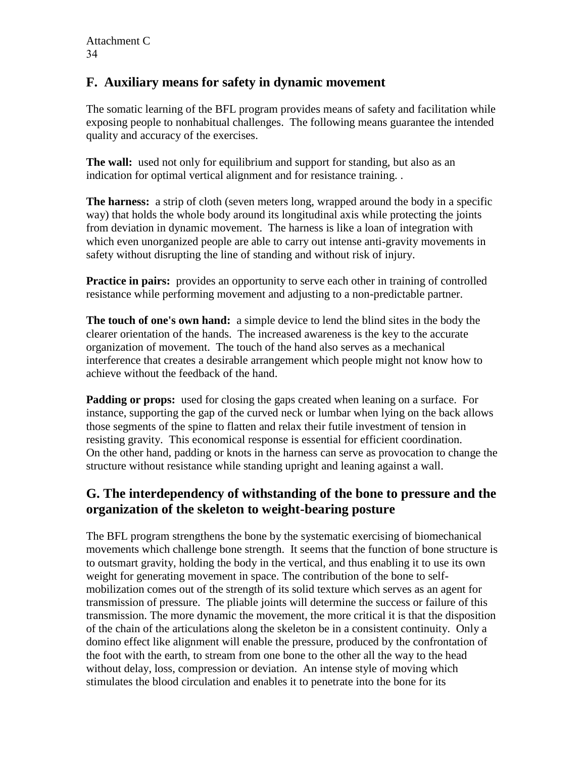## F. Auxiliary means for safety in dynamic movement

The somatic learning of the BFL program provides means of safety and facilitation while exposing people to nonhabitual challenges. The following means guarantee the intended quality and accuracy of the exercises.

**The wall:** used not only for equilibrium and support for standing, but also as an indication for optimal vertical alignment and for resistance training. .

**The harness:** a strip of cloth (seven meters long, wrapped around the body in a specific way) that holds the whole body around its longitudinal axis while protecting the joints from deviation in dynamic movement. The harness is like a loan of integration with which even unorganized people are able to carry out intense anti-gravity movements in safety without disrupting the line of standing and without risk of injury.

**Practice in pairs:** provides an opportunity to serve each other in training of controlled resistance while performing movement and adjusting to a non-predictable partner.

**The touch of one's own hand:** a simple device to lend the blind sites in the body the clearer orientation of the hands. The increased awareness is the key to the accurate organization of movement. The touch of the hand also serves as a mechanical interference that creates a desirable arrangement which people might not know how to achieve without the feedback of the hand.

**Padding or props:** used for closing the gaps created when leaning on a surface. For instance, supporting the gap of the curved neck or lumbar when lying on the back allows those segments of the spine to flatten and relax their futile investment of tension in resisting gravity. This economical response is essential for efficient coordination. On the other hand, padding or knots in the harness can serve as provocation to change the structure without resistance while standing upright and leaning against a wall.

## G. The interdependency of withstanding of the bone to pressure and the organization of the skeleton to weight-bearing posture

The BFL program strengthens the bone by the systematic exercising of biomechanical movements which challenge bone strength. It seems that the function of bone structure is to outsmart gravity, holding the body in the vertical, and thus enabling it to use its own weight for generating movement in space. The contribution of the bone to self-mobilization comes out of the strength of its solid texture which serves as an agent for transmission of pressure. The pliable joints will determine the success or failure of this transmission. The more dynamic the movement, the more critical it is that the disposition of the chain of the articulations along the skeleton be in a consistent continuity. Only a domino effect like alignment will enable the pressure, produced by the confrontation of the foot with the earth, to stream from one bone to the other all the way to the head without delay, loss, compression or deviation. An intense style of moving which stimulates the blood circulation and enables it to penetrate into the bone for its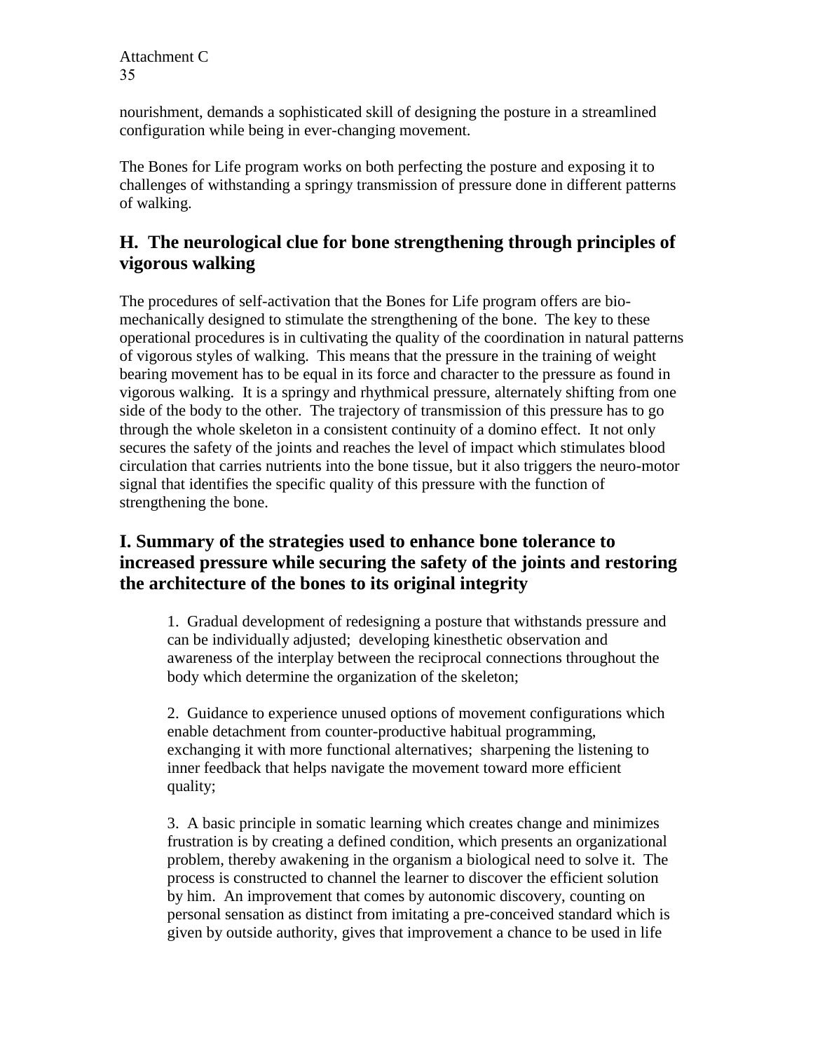nourishment, demands a sophisticated skill of designing the posture in a streamlined configuration while being in ever-changing movement.

The Bones for Life program works on both perfecting the posture and exposing it to challenges of withstanding a springy transmission of pressure done in different patterns of walking.

## H. The neurological clue for bone strengthening through principles of vigorous walking

The procedures of self-activation that the Bones for Life program offers are bio-mechanically designed to stimulate the strengthening of the bone. The key to these operational procedures is in cultivating the quality of the coordination in natural patterns of vigorous styles of walking. This means that the pressure in the training of weight bearing movement has to be equal in its force and character to the pressure as found in vigorous walking. It is a springy and rhythmical pressure, alternately shifting from one side of the body to the other. The trajectory of transmission of this pressure has to go through the whole skeleton in a consistent continuity of a domino effect. It not only secures the safety of the joints and reaches the level of impact which stimulates blood circulation that carries nutrients into the bone tissue, but it also triggers the neuro-motor signal that identifies the specific quality of this pressure with the function of strengthening the bone.

## I. Summary of the strategies used to enhance bone tolerance to increased pressure while securing the safety of the joints and restoring the architecture of the bones to its original integrity

1. Gradual development of redesigning a posture that withstands pressure and can be individually adjusted; developing kinesthetic observation and awareness of the interplay between the reciprocal connections throughout the body which determine the organization of the skeleton;

2. Guidance to experience unused options of movement configurations which enable detachment from counter-productive habitual programming, exchanging it with more functional alternatives; sharpening the listening to inner feedback that helps navigate the movement toward more efficient quality;

3. A basic principle in somatic learning which creates change and minimizes frustration is by creating a defined condition, which presents an organizational problem, thereby awakening in the organism a biological need to solve it. The process is constructed to channel the learner to discover the efficient solution by him. An improvement that comes by autonomic discovery, counting on personal sensation as distinct from imitating a pre-conceived standard which is given by outside authority, gives that improvement a chance to be used in life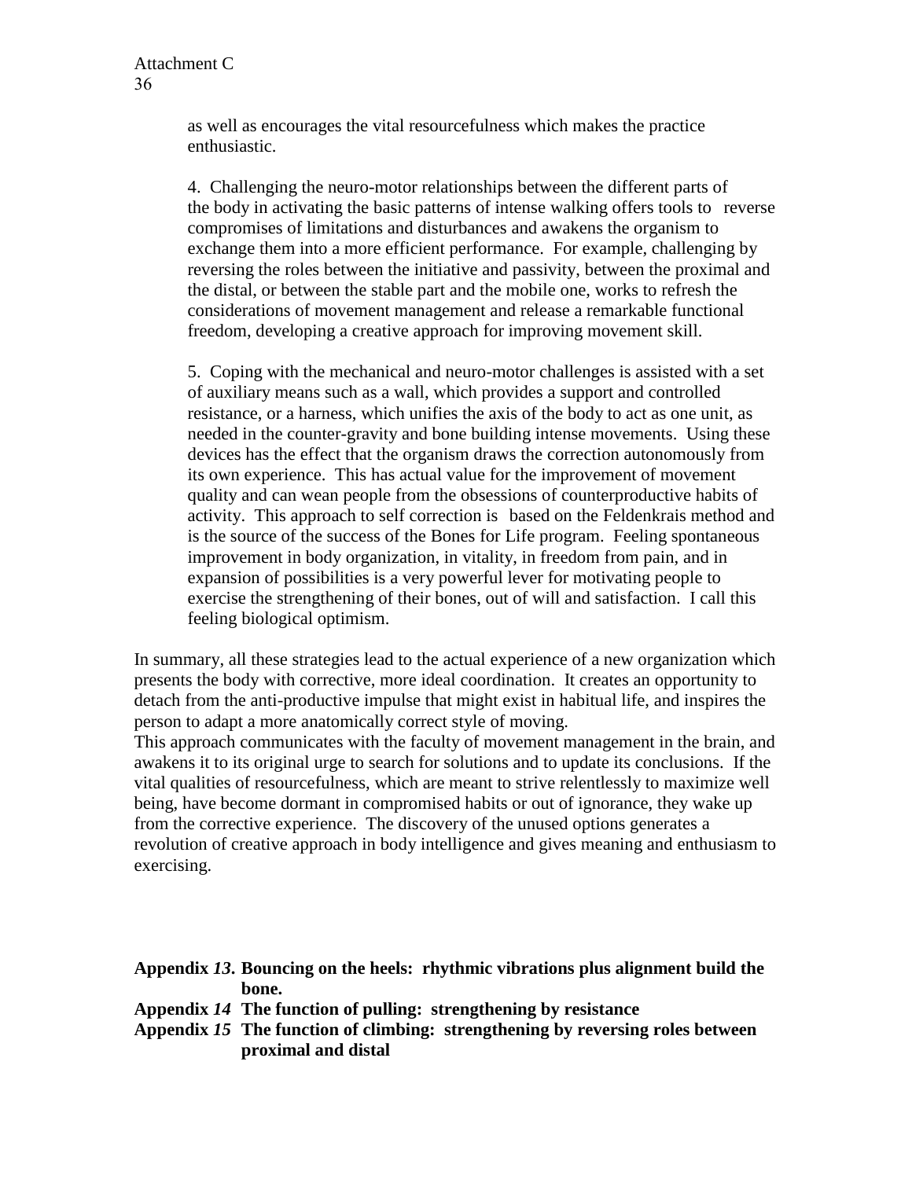as well as encourages the vital resourcefulness which makes the practice enthusiastic.

4. Challenging the neuro-motor relationships between the different parts of the body in activating the basic patterns of intense walking offers tools to reverse compromises of limitations and disturbances and awakens the organism to exchange them into a more efficient performance. For example, challenging by reversing the roles between the initiative and passivity, between the proximal and the distal, or between the stable part and the mobile one, works to refresh the considerations of movement management and release a remarkable functional freedom, developing a creative approach for improving movement skill.

5. Coping with the mechanical and neuro-motor challenges is assisted with a set of auxiliary means such as a wall, which provides a support and controlled resistance, or a harness, which unifies the axis of the body to act as one unit, as needed in the counter-gravity and bone building intense movements. Using these devices has the effect that the organism draws the correction autonomously from its own experience. This has actual value for the improvement of movement quality and can wean people from the obsessions of counterproductive habits of activity. This approach to self correction is based on the Feldenkrais method and is the source of the success of the Bones for Life program. Feeling spontaneous improvement in body organization, in vitality, in freedom from pain, and in expansion of possibilities is a very powerful lever for motivating people to exercise the strengthening of their bones, out of will and satisfaction. I call this feeling biological optimism.

In summary, all these strategies lead to the actual experience of a new organization which presents the body with corrective, more ideal coordination. It creates an opportunity to detach from the anti-productive impulse that might exist in habitual life, and inspires the person to adapt a more anatomically correct style of moving.
This approach communicates with the faculty of movement management in the brain, and awakens it to its original urge to search for solutions and to update its conclusions. If the vital qualities of resourcefulness, which are meant to strive relentlessly to maximize well being, have become dormant in compromised habits or out of ignorance, they wake up from the corrective experience. The discovery of the unused options generates a revolution of creative approach in body intelligence and gives meaning and enthusiasm to exercising.

**Appendix *13*. Bouncing on the heels: rhythmic vibrations plus alignment build the bone.**
**Appendix *14* The function of pulling: strengthening by resistance**
**Appendix *15* The function of climbing: strengthening by reversing roles between proximal and distal**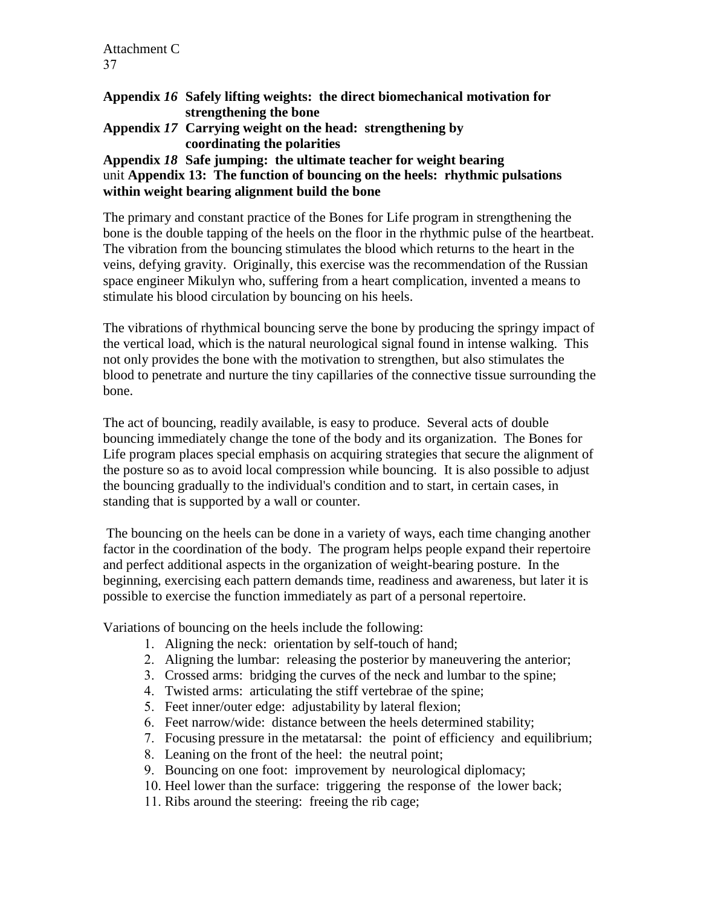Attachment C
37

**Appendix *16* Safely lifting weights: the direct biomechanical motivation for strengthening the bone**

**Appendix *17* Carrying weight on the head: strengthening by coordinating the polarities**

**Appendix *18* Safe jumping: the ultimate teacher for weight bearing**

unit **Appendix 13: The function of bouncing on the heels: rhythmic pulsations within weight bearing alignment build the bone**

The primary and constant practice of the Bones for Life program in strengthening the bone is the double tapping of the heels on the floor in the rhythmic pulse of the heartbeat. The vibration from the bouncing stimulates the blood which returns to the heart in the veins, defying gravity. Originally, this exercise was the recommendation of the Russian space engineer Mikulyn who, suffering from a heart complication, invented a means to stimulate his blood circulation by bouncing on his heels.

The vibrations of rhythmical bouncing serve the bone by producing the springy impact of the vertical load, which is the natural neurological signal found in intense walking. This not only provides the bone with the motivation to strengthen, but also stimulates the blood to penetrate and nurture the tiny capillaries of the connective tissue surrounding the bone.

The act of bouncing, readily available, is easy to produce. Several acts of double bouncing immediately change the tone of the body and its organization. The Bones for Life program places special emphasis on acquiring strategies that secure the alignment of the posture so as to avoid local compression while bouncing. It is also possible to adjust the bouncing gradually to the individual's condition and to start, in certain cases, in standing that is supported by a wall or counter.

The bouncing on the heels can be done in a variety of ways, each time changing another factor in the coordination of the body. The program helps people expand their repertoire and perfect additional aspects in the organization of weight-bearing posture. In the beginning, exercising each pattern demands time, readiness and awareness, but later it is possible to exercise the function immediately as part of a personal repertoire.

Variations of bouncing on the heels include the following:

1. Aligning the neck: orientation by self-touch of hand;
2. Aligning the lumbar: releasing the posterior by maneuvering the anterior;
3. Crossed arms: bridging the curves of the neck and lumbar to the spine;
4. Twisted arms: articulating the stiff vertebrae of the spine;
5. Feet inner/outer edge: adjustability by lateral flexion;
6. Feet narrow/wide: distance between the heels determined stability;
7. Focusing pressure in the metatarsal: the point of efficiency and equilibrium;
8. Leaning on the front of the heel: the neutral point;
9. Bouncing on one foot: improvement by neurological diplomacy;
10. Heel lower than the surface: triggering the response of the lower back;
11. Ribs around the steering: freeing the rib cage;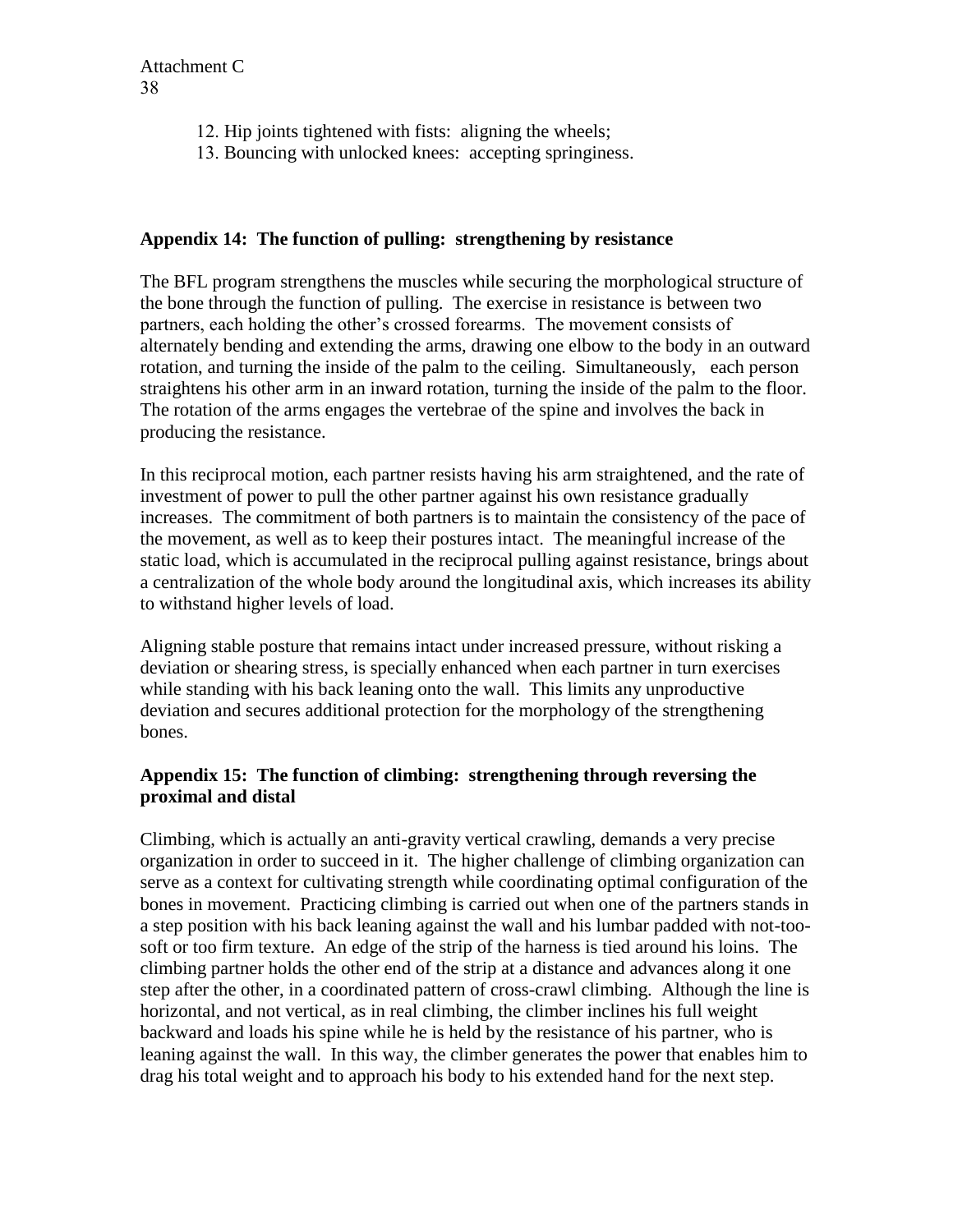12. Hip joints tightened with fists: aligning the wheels;
13. Bouncing with unlocked knees: accepting springiness.

### Appendix 14: The function of pulling: strengthening by resistance

The BFL program strengthens the muscles while securing the morphological structure of the bone through the function of pulling. The exercise in resistance is between two partners, each holding the other's crossed forearms. The movement consists of alternately bending and extending the arms, drawing one elbow to the body in an outward rotation, and turning the inside of the palm to the ceiling. Simultaneously, each person straightens his other arm in an inward rotation, turning the inside of the palm to the floor. The rotation of the arms engages the vertebrae of the spine and involves the back in producing the resistance.

In this reciprocal motion, each partner resists having his arm straightened, and the rate of investment of power to pull the other partner against his own resistance gradually increases. The commitment of both partners is to maintain the consistency of the pace of the movement, as well as to keep their postures intact. The meaningful increase of the static load, which is accumulated in the reciprocal pulling against resistance, brings about a centralization of the whole body around the longitudinal axis, which increases its ability to withstand higher levels of load.

Aligning stable posture that remains intact under increased pressure, without risking a deviation or shearing stress, is specially enhanced when each partner in turn exercises while standing with his back leaning onto the wall. This limits any unproductive deviation and secures additional protection for the morphology of the strengthening bones.

### Appendix 15: The function of climbing: strengthening through reversing the proximal and distal

Climbing, which is actually an anti-gravity vertical crawling, demands a very precise organization in order to succeed in it. The higher challenge of climbing organization can serve as a context for cultivating strength while coordinating optimal configuration of the bones in movement. Practicing climbing is carried out when one of the partners stands in a step position with his back leaning against the wall and his lumbar padded with not-too-soft or too firm texture. An edge of the strip of the harness is tied around his loins. The climbing partner holds the other end of the strip at a distance and advances along it one step after the other, in a coordinated pattern of cross-crawl climbing. Although the line is horizontal, and not vertical, as in real climbing, the climber inclines his full weight backward and loads his spine while he is held by the resistance of his partner, who is leaning against the wall. In this way, the climber generates the power that enables him to drag his total weight and to approach his body to his extended hand for the next step.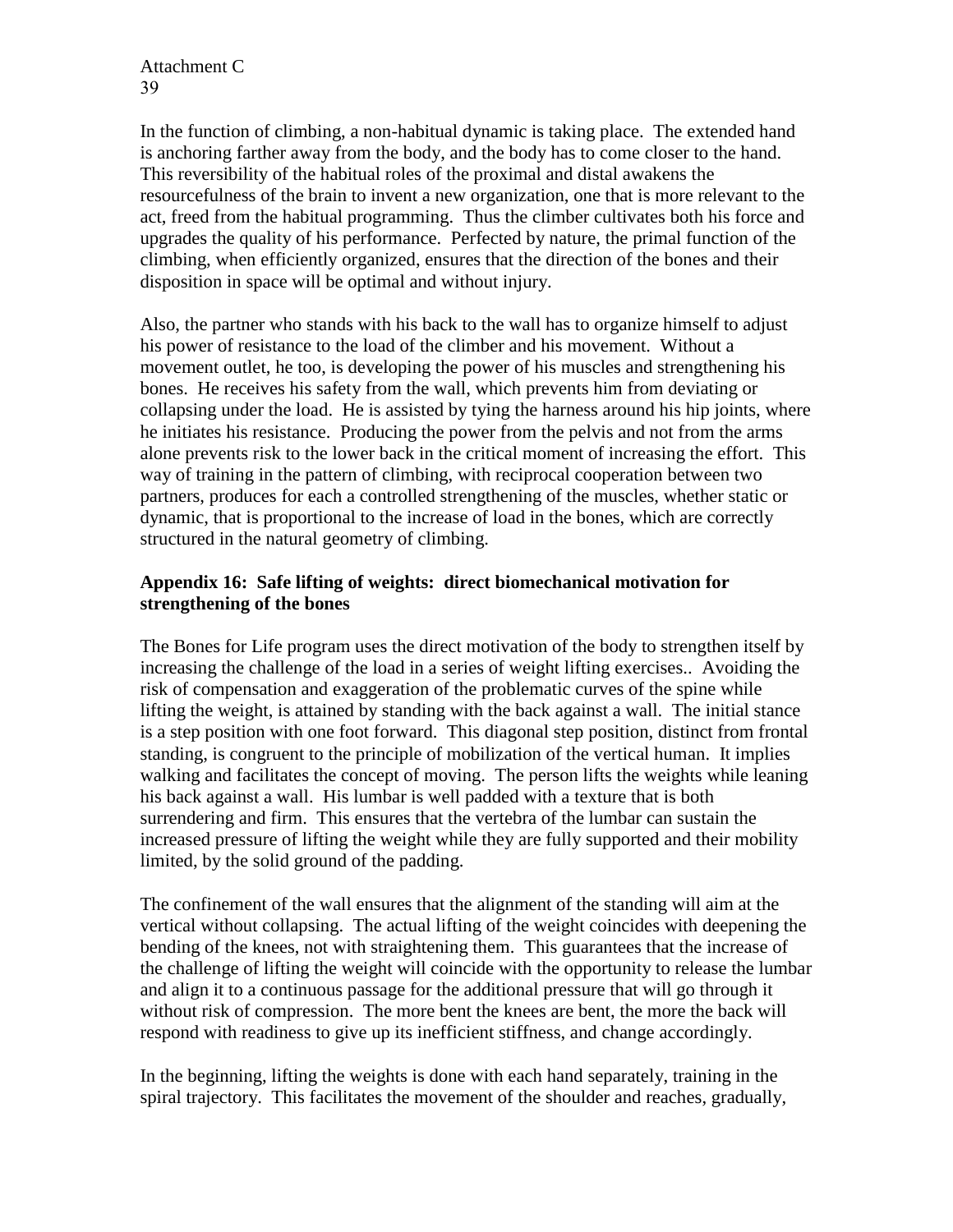In the function of climbing, a non-habitual dynamic is taking place. The extended hand is anchoring farther away from the body, and the body has to come closer to the hand. This reversibility of the habitual roles of the proximal and distal awakens the resourcefulness of the brain to invent a new organization, one that is more relevant to the act, freed from the habitual programming. Thus the climber cultivates both his force and upgrades the quality of his performance. Perfected by nature, the primal function of the climbing, when efficiently organized, ensures that the direction of the bones and their disposition in space will be optimal and without injury.

Also, the partner who stands with his back to the wall has to organize himself to adjust his power of resistance to the load of the climber and his movement. Without a movement outlet, he too, is developing the power of his muscles and strengthening his bones. He receives his safety from the wall, which prevents him from deviating or collapsing under the load. He is assisted by tying the harness around his hip joints, where he initiates his resistance. Producing the power from the pelvis and not from the arms alone prevents risk to the lower back in the critical moment of increasing the effort. This way of training in the pattern of climbing, with reciprocal cooperation between two partners, produces for each a controlled strengthening of the muscles, whether static or dynamic, that is proportional to the increase of load in the bones, which are correctly structured in the natural geometry of climbing.

### Appendix 16: Safe lifting of weights: direct biomechanical motivation for strengthening of the bones

The Bones for Life program uses the direct motivation of the body to strengthen itself by increasing the challenge of the load in a series of weight lifting exercises.. Avoiding the risk of compensation and exaggeration of the problematic curves of the spine while lifting the weight, is attained by standing with the back against a wall. The initial stance is a step position with one foot forward. This diagonal step position, distinct from frontal standing, is congruent to the principle of mobilization of the vertical human. It implies walking and facilitates the concept of moving. The person lifts the weights while leaning his back against a wall. His lumbar is well padded with a texture that is both surrendering and firm. This ensures that the vertebra of the lumbar can sustain the increased pressure of lifting the weight while they are fully supported and their mobility limited, by the solid ground of the padding.

The confinement of the wall ensures that the alignment of the standing will aim at the vertical without collapsing. The actual lifting of the weight coincides with deepening the bending of the knees, not with straightening them. This guarantees that the increase of the challenge of lifting the weight will coincide with the opportunity to release the lumbar and align it to a continuous passage for the additional pressure that will go through it without risk of compression. The more bent the knees are bent, the more the back will respond with readiness to give up its inefficient stiffness, and change accordingly.

In the beginning, lifting the weights is done with each hand separately, training in the spiral trajectory. This facilitates the movement of the shoulder and reaches, gradually,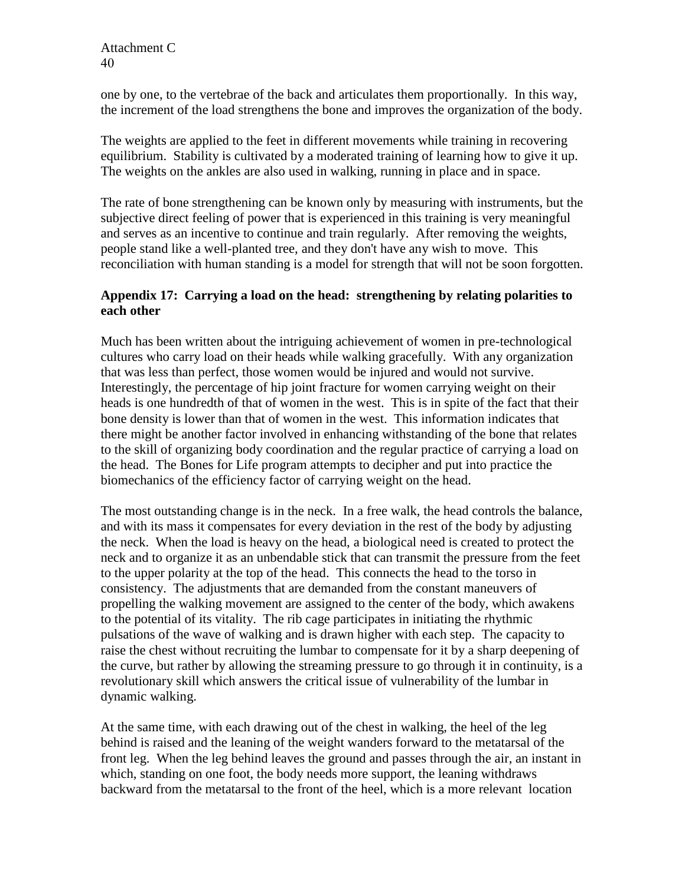one by one, to the vertebrae of the back and articulates them proportionally. In this way, the increment of the load strengthens the bone and improves the organization of the body.

The weights are applied to the feet in different movements while training in recovering equilibrium. Stability is cultivated by a moderated training of learning how to give it up. The weights on the ankles are also used in walking, running in place and in space.

The rate of bone strengthening can be known only by measuring with instruments, but the subjective direct feeling of power that is experienced in this training is very meaningful and serves as an incentive to continue and train regularly. After removing the weights, people stand like a well-planted tree, and they don't have any wish to move. This reconciliation with human standing is a model for strength that will not be soon forgotten.

**Appendix 17: Carrying a load on the head: strengthening by relating polarities to each other**

Much has been written about the intriguing achievement of women in pre-technological cultures who carry load on their heads while walking gracefully. With any organization that was less than perfect, those women would be injured and would not survive. Interestingly, the percentage of hip joint fracture for women carrying weight on their heads is one hundredth of that of women in the west. This is in spite of the fact that their bone density is lower than that of women in the west. This information indicates that there might be another factor involved in enhancing withstanding of the bone that relates to the skill of organizing body coordination and the regular practice of carrying a load on the head. The Bones for Life program attempts to decipher and put into practice the biomechanics of the efficiency factor of carrying weight on the head.

The most outstanding change is in the neck. In a free walk, the head controls the balance, and with its mass it compensates for every deviation in the rest of the body by adjusting the neck. When the load is heavy on the head, a biological need is created to protect the neck and to organize it as an unbendable stick that can transmit the pressure from the feet to the upper polarity at the top of the head. This connects the head to the torso in consistency. The adjustments that are demanded from the constant maneuvers of propelling the walking movement are assigned to the center of the body, which awakens to the potential of its vitality. The rib cage participates in initiating the rhythmic pulsations of the wave of walking and is drawn higher with each step. The capacity to raise the chest without recruiting the lumbar to compensate for it by a sharp deepening of the curve, but rather by allowing the streaming pressure to go through it in continuity, is a revolutionary skill which answers the critical issue of vulnerability of the lumbar in dynamic walking.

At the same time, with each drawing out of the chest in walking, the heel of the leg behind is raised and the leaning of the weight wanders forward to the metatarsal of the front leg. When the leg behind leaves the ground and passes through the air, an instant in which, standing on one foot, the body needs more support, the leaning withdraws backward from the metatarsal to the front of the heel, which is a more relevant location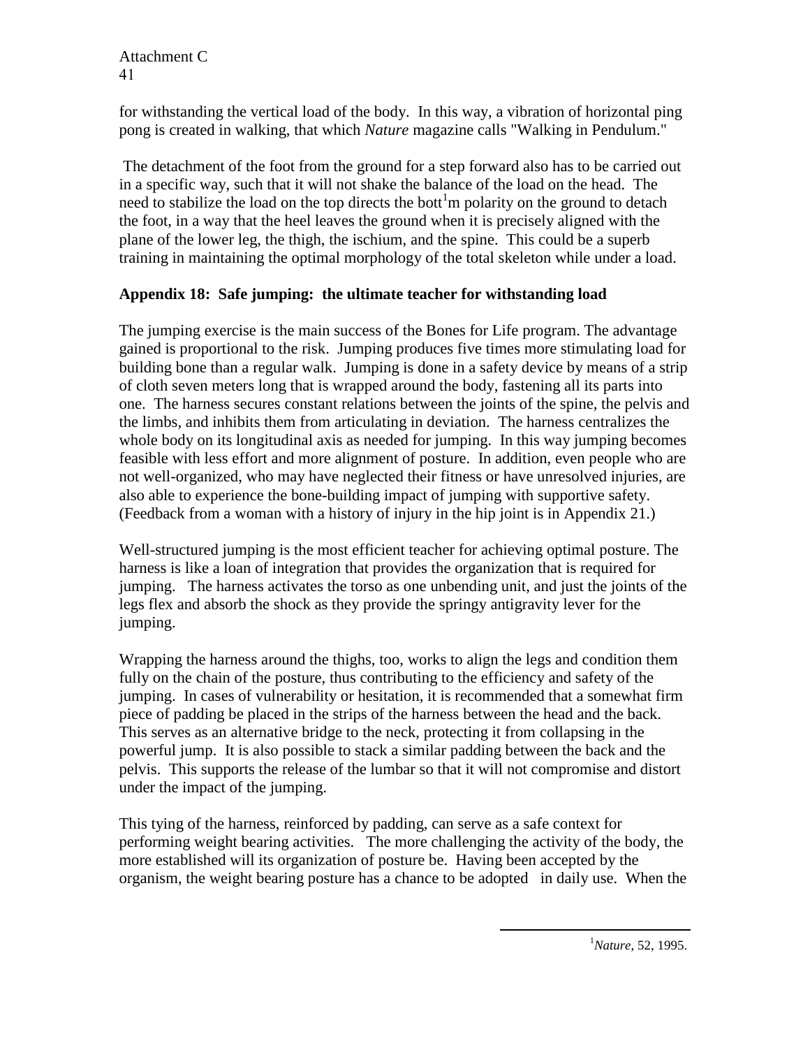for withstanding the vertical load of the body. In this way, a vibration of horizontal ping pong is created in walking, that which *Nature* magazine calls "Walking in Pendulum."

The detachment of the foot from the ground for a step forward also has to be carried out in a specific way, such that it will not shake the balance of the load on the head. The need to stabilize the load on the top directs the bott[1]m polarity on the ground to detach the foot, in a way that the heel leaves the ground when it is precisely aligned with the plane of the lower leg, the thigh, the ischium, and the spine. This could be a superb training in maintaining the optimal morphology of the total skeleton while under a load.

## Appendix 18: Safe jumping: the ultimate teacher for withstanding load

The jumping exercise is the main success of the Bones for Life program. The advantage gained is proportional to the risk. Jumping produces five times more stimulating load for building bone than a regular walk. Jumping is done in a safety device by means of a strip of cloth seven meters long that is wrapped around the body, fastening all its parts into one. The harness secures constant relations between the joints of the spine, the pelvis and the limbs, and inhibits them from articulating in deviation. The harness centralizes the whole body on its longitudinal axis as needed for jumping. In this way jumping becomes feasible with less effort and more alignment of posture. In addition, even people who are not well-organized, who may have neglected their fitness or have unresolved injuries, are also able to experience the bone-building impact of jumping with supportive safety. (Feedback from a woman with a history of injury in the hip joint is in Appendix 21.)

Well-structured jumping is the most efficient teacher for achieving optimal posture. The harness is like a loan of integration that provides the organization that is required for jumping. The harness activates the torso as one unbending unit, and just the joints of the legs flex and absorb the shock as they provide the springy antigravity lever for the jumping.

Wrapping the harness around the thighs, too, works to align the legs and condition them fully on the chain of the posture, thus contributing to the efficiency and safety of the jumping. In cases of vulnerability or hesitation, it is recommended that a somewhat firm piece of padding be placed in the strips of the harness between the head and the back. This serves as an alternative bridge to the neck, protecting it from collapsing in the powerful jump. It is also possible to stack a similar padding between the back and the pelvis. This supports the release of the lumbar so that it will not compromise and distort under the impact of the jumping.

This tying of the harness, reinforced by padding, can serve as a safe context for performing weight bearing activities. The more challenging the activity of the body, the more established will its organization of posture be. Having been accepted by the organism, the weight bearing posture has a chance to be adopted in daily use. When the

---

[1] *Nature*, 52, 1995.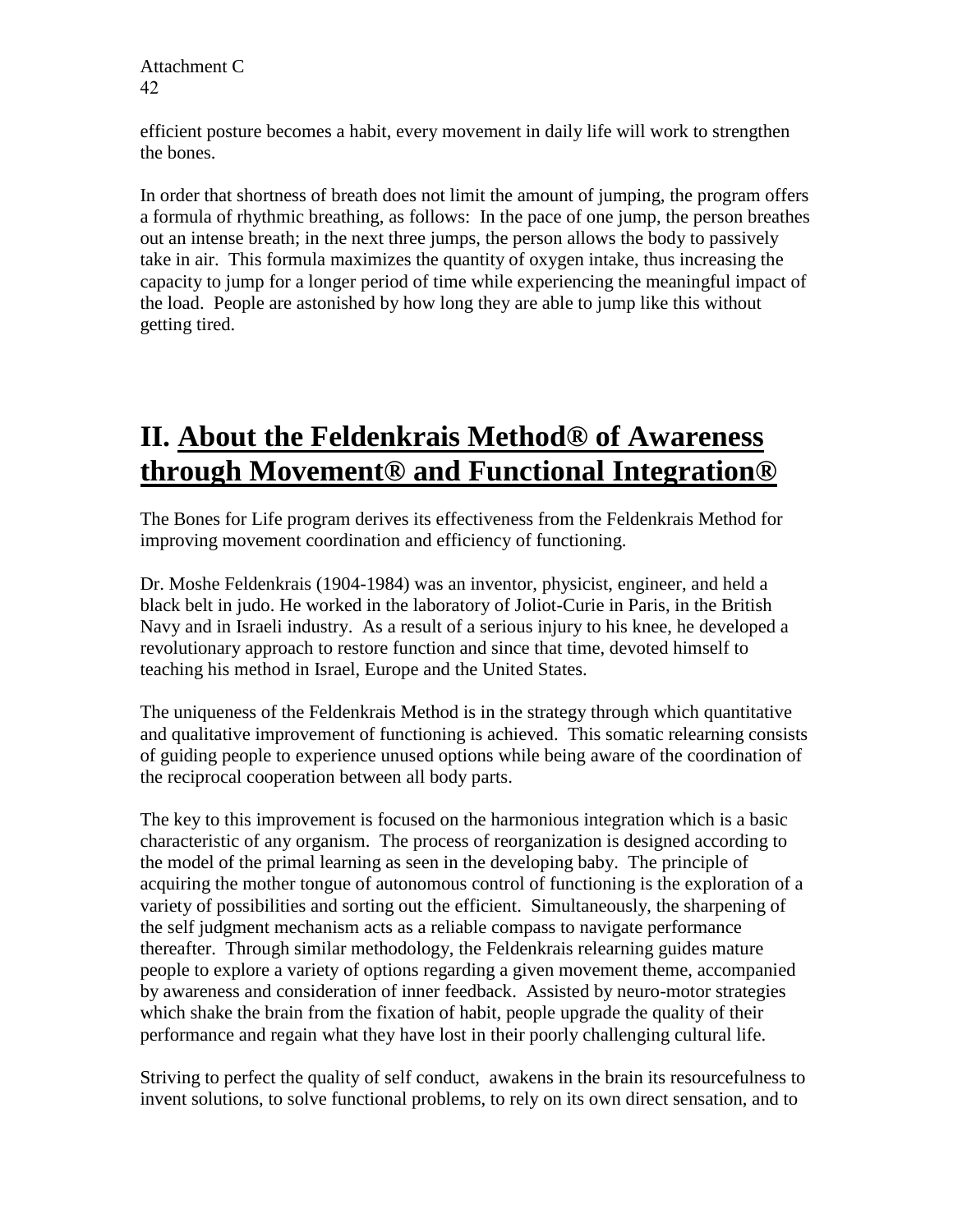efficient posture becomes a habit, every movement in daily life will work to strengthen the bones.

In order that shortness of breath does not limit the amount of jumping, the program offers a formula of rhythmic breathing, as follows: In the pace of one jump, the person breathes out an intense breath; in the next three jumps, the person allows the body to passively take in air. This formula maximizes the quantity of oxygen intake, thus increasing the capacity to jump for a longer period of time while experiencing the meaningful impact of the load. People are astonished by how long they are able to jump like this without getting tired.

## II. About the Feldenkrais Method® of Awareness through Movement® and Functional Integration®

The Bones for Life program derives its effectiveness from the Feldenkrais Method for improving movement coordination and efficiency of functioning.

Dr. Moshe Feldenkrais (1904-1984) was an inventor, physicist, engineer, and held a black belt in judo. He worked in the laboratory of Joliot-Curie in Paris, in the British Navy and in Israeli industry. As a result of a serious injury to his knee, he developed a revolutionary approach to restore function and since that time, devoted himself to teaching his method in Israel, Europe and the United States.

The uniqueness of the Feldenkrais Method is in the strategy through which quantitative and qualitative improvement of functioning is achieved. This somatic relearning consists of guiding people to experience unused options while being aware of the coordination of the reciprocal cooperation between all body parts.

The key to this improvement is focused on the harmonious integration which is a basic characteristic of any organism. The process of reorganization is designed according to the model of the primal learning as seen in the developing baby. The principle of acquiring the mother tongue of autonomous control of functioning is the exploration of a variety of possibilities and sorting out the efficient. Simultaneously, the sharpening of the self judgment mechanism acts as a reliable compass to navigate performance thereafter. Through similar methodology, the Feldenkrais relearning guides mature people to explore a variety of options regarding a given movement theme, accompanied by awareness and consideration of inner feedback. Assisted by neuro-motor strategies which shake the brain from the fixation of habit, people upgrade the quality of their performance and regain what they have lost in their poorly challenging cultural life.

Striving to perfect the quality of self conduct, awakens in the brain its resourcefulness to invent solutions, to solve functional problems, to rely on its own direct sensation, and to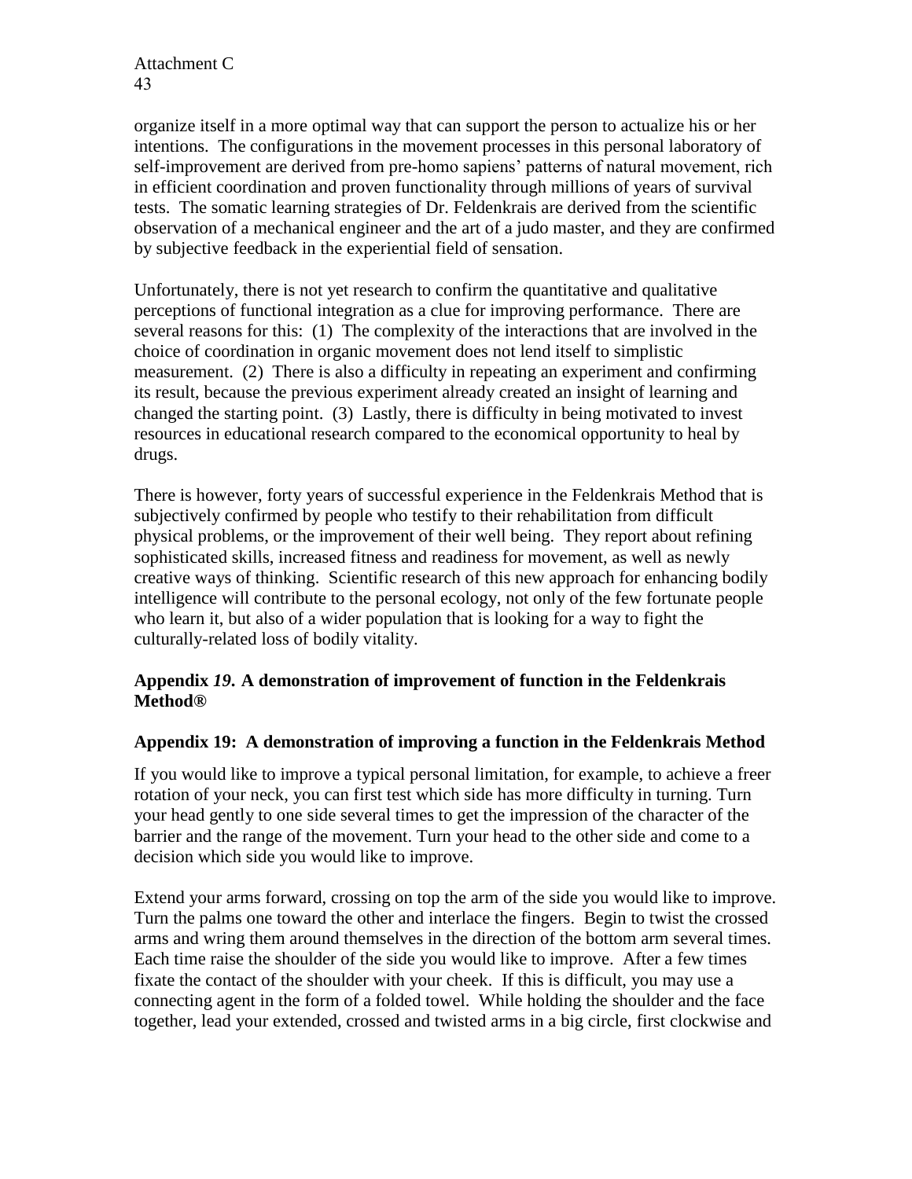organize itself in a more optimal way that can support the person to actualize his or her intentions. The configurations in the movement processes in this personal laboratory of self-improvement are derived from pre-homo sapiens' patterns of natural movement, rich in efficient coordination and proven functionality through millions of years of survival tests. The somatic learning strategies of Dr. Feldenkrais are derived from the scientific observation of a mechanical engineer and the art of a judo master, and they are confirmed by subjective feedback in the experiential field of sensation.

Unfortunately, there is not yet research to confirm the quantitative and qualitative perceptions of functional integration as a clue for improving performance. There are several reasons for this: (1) The complexity of the interactions that are involved in the choice of coordination in organic movement does not lend itself to simplistic measurement. (2) There is also a difficulty in repeating an experiment and confirming its result, because the previous experiment already created an insight of learning and changed the starting point. (3) Lastly, there is difficulty in being motivated to invest resources in educational research compared to the economical opportunity to heal by drugs.

There is however, forty years of successful experience in the Feldenkrais Method that is subjectively confirmed by people who testify to their rehabilitation from difficult physical problems, or the improvement of their well being. They report about refining sophisticated skills, increased fitness and readiness for movement, as well as newly creative ways of thinking. Scientific research of this new approach for enhancing bodily intelligence will contribute to the personal ecology, not only of the few fortunate people who learn it, but also of a wider population that is looking for a way to fight the culturally-related loss of bodily vitality.

### Appendix *19*. A demonstration of improvement of function in the Feldenkrais Method®

### Appendix 19: A demonstration of improving a function in the Feldenkrais Method

If you would like to improve a typical personal limitation, for example, to achieve a freer rotation of your neck, you can first test which side has more difficulty in turning. Turn your head gently to one side several times to get the impression of the character of the barrier and the range of the movement. Turn your head to the other side and come to a decision which side you would like to improve.

Extend your arms forward, crossing on top the arm of the side you would like to improve. Turn the palms one toward the other and interlace the fingers. Begin to twist the crossed arms and wring them around themselves in the direction of the bottom arm several times. Each time raise the shoulder of the side you would like to improve. After a few times fixate the contact of the shoulder with your cheek. If this is difficult, you may use a connecting agent in the form of a folded towel. While holding the shoulder and the face together, lead your extended, crossed and twisted arms in a big circle, first clockwise and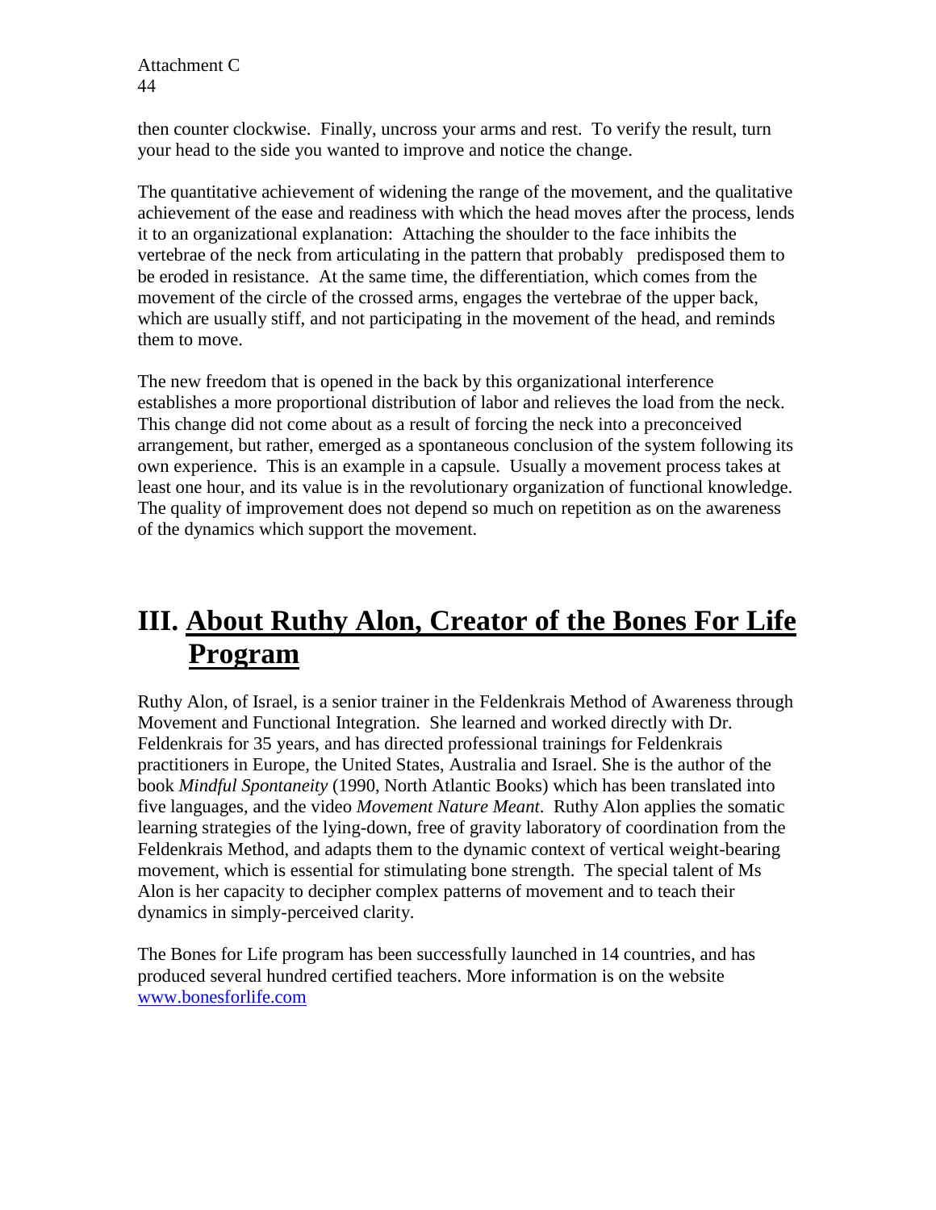then counter clockwise. Finally, uncross your arms and rest. To verify the result, turn your head to the side you wanted to improve and notice the change.

The quantitative achievement of widening the range of the movement, and the qualitative achievement of the ease and readiness with which the head moves after the process, lends it to an organizational explanation: Attaching the shoulder to the face inhibits the vertebrae of the neck from articulating in the pattern that probably predisposed them to be eroded in resistance. At the same time, the differentiation, which comes from the movement of the circle of the crossed arms, engages the vertebrae of the upper back, which are usually stiff, and not participating in the movement of the head, and reminds them to move.

The new freedom that is opened in the back by this organizational interference establishes a more proportional distribution of labor and relieves the load from the neck. This change did not come about as a result of forcing the neck into a preconceived arrangement, but rather, emerged as a spontaneous conclusion of the system following its own experience. This is an example in a capsule. Usually a movement process takes at least one hour, and its value is in the revolutionary organization of functional knowledge. The quality of improvement does not depend so much on repetition as on the awareness of the dynamics which support the movement.

# III. About Ruthy Alon, Creator of the Bones For Life Program

Ruthy Alon, of Israel, is a senior trainer in the Feldenkrais Method of Awareness through Movement and Functional Integration. She learned and worked directly with Dr. Feldenkrais for 35 years, and has directed professional trainings for Feldenkrais practitioners in Europe, the United States, Australia and Israel. She is the author of the book *Mindful Spontaneity* (1990, North Atlantic Books) which has been translated into five languages, and the video *Movement Nature Meant*. Ruthy Alon applies the somatic learning strategies of the lying-down, free of gravity laboratory of coordination from the Feldenkrais Method, and adapts them to the dynamic context of vertical weight-bearing movement, which is essential for stimulating bone strength. The special talent of Ms Alon is her capacity to decipher complex patterns of movement and to teach their dynamics in simply-perceived clarity.

The Bones for Life program has been successfully launched in 14 countries, and has produced several hundred certified teachers. More information is on the website [www.bonesforlife.com](www.bonesforlife.com)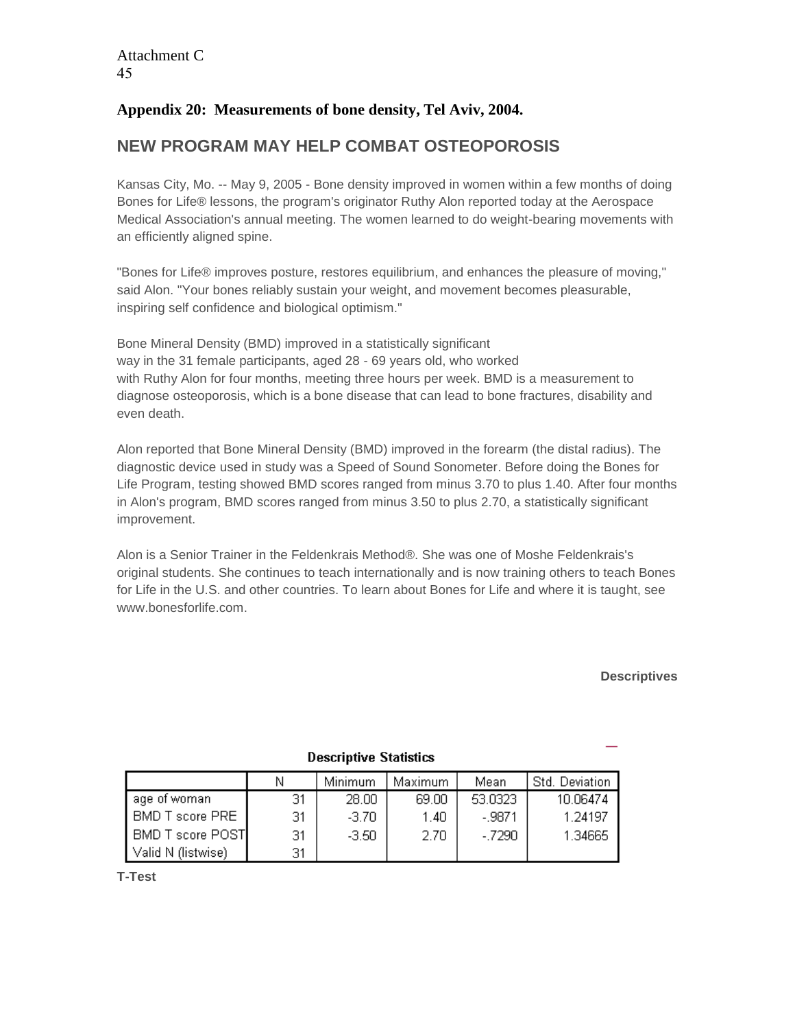Attachment C
45

### Appendix 20: Measurements of bone density, Tel Aviv, 2004.

## NEW PROGRAM MAY HELP COMBAT OSTEOPOROSIS

Kansas City, Mo. -- May 9, 2005 - Bone density improved in women within a few months of doing Bones for Life® lessons, the program's originator Ruthy Alon reported today at the Aerospace Medical Association's annual meeting. The women learned to do weight-bearing movements with an efficiently aligned spine.

"Bones for Life® improves posture, restores equilibrium, and enhances the pleasure of moving," said Alon. "Your bones reliably sustain your weight, and movement becomes pleasurable, inspiring self confidence and biological optimism."

Bone Mineral Density (BMD) improved in a statistically significant way in the 31 female participants, aged 28 - 69 years old, who worked with Ruthy Alon for four months, meeting three hours per week. BMD is a measurement to diagnose osteoporosis, which is a bone disease that can lead to bone fractures, disability and even death.

Alon reported that Bone Mineral Density (BMD) improved in the forearm (the distal radius). The diagnostic device used in study was a Speed of Sound Sonometer. Before doing the Bones for Life Program, testing showed BMD scores ranged from minus 3.70 to plus 1.40. After four months in Alon's program, BMD scores ranged from minus 3.50 to plus 2.70, a statistically significant improvement.

Alon is a Senior Trainer in the Feldenkrais Method®. She was one of Moshe Feldenkrais's original students. She continues to teach internationally and is now training others to teach Bones for Life in the U.S. and other countries. To learn about Bones for Life and where it is taught, see www.bonesforlife.com.

**Descriptives**

**Descriptive Statistics**

| | N | Minimum | Maximum | Mean | Std. Deviation |
|---|---|---|---|---|---|
| age of woman | 31 | 28.00 | 69.00 | 53.0323 | 10.06474 |
| BMD T score PRE | 31 | -3.70 | 1.40 | -.9871 | 1.24197 |
| BMD T score POST | 31 | -3.50 | 2.70 | -.7290 | 1.34665 |
| Valid N (listwise) | 31 | | | | |

**T-Test**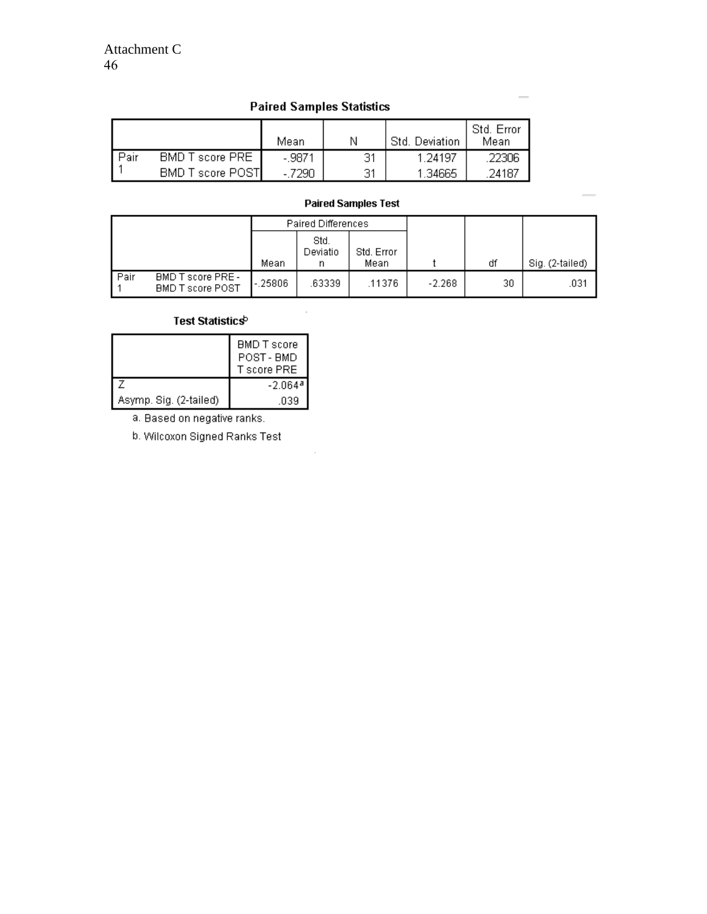Attachment C

**Paired Samples Statistics**

| | | Mean | N | Std. Deviation | Std. Error Mean |
|---|---|---|---|---|---|
| Pair 1 | BMD T score PRE | -.9871 | 31 | 1.24197 | .22306 |
| | BMD T score POST | -.7290 | 31 | 1.34665 | .24187 |

**Paired Samples Test**

| | | Paired Differences | | | t | df | Sig. (2-tailed) |
|---|---|---|---|---|---|---|---|
| | | Mean | Std. Deviation | Std. Error Mean | | | |
| Pair 1 | BMD T score PRE - BMD T score POST | -.25806 | .63339 | .11376 | -2.268 | 30 | .031 |

**Test Statistics[b]**

| | BMD T score POST - BMD T score PRE |
|---|---|
| Z | -2.064[a] |
| Asymp. Sig. (2-tailed) | .039 |

a. Based on negative ranks.

b. Wilcoxon Signed Ranks Test